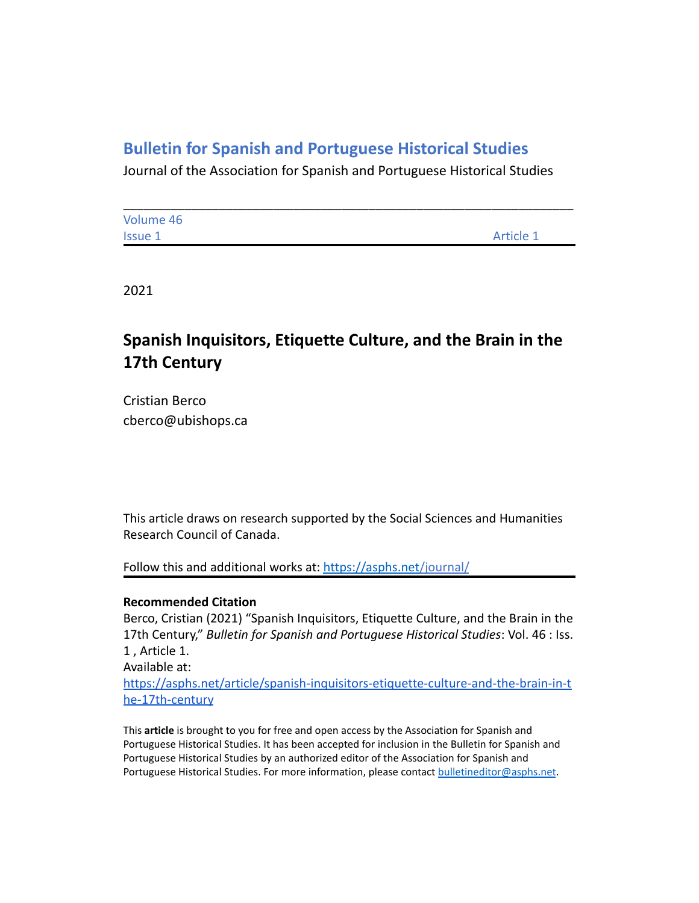# Bulletin for Spanish and Portuguese Historical Studies

Journal of the Association for Spanish and Portuguese Historical Studies

---

Volume 46
Issue 1 | Article 1

---

2021

## Spanish Inquisitors, Etiquette Culture, and the Brain in the 17th Century

Cristian Berco
cberco@ubishops.ca

This article draws on research supported by the Social Sciences and Humanities Research Council of Canada.

Follow this and additional works at: https://asphs.net/journal/

---

**Recommended Citation**

Berco, Cristian (2021) "Spanish Inquisitors, Etiquette Culture, and the Brain in the 17th Century," *Bulletin for Spanish and Portuguese Historical Studies*: Vol. 46 : Iss. 1 , Article 1.
Available at:
https://asphs.net/article/spanish-inquisitors-etiquette-culture-and-the-brain-in-the-17th-century

This **article** is brought to you for free and open access by the Association for Spanish and Portuguese Historical Studies. It has been accepted for inclusion in the Bulletin for Spanish and Portuguese Historical Studies by an authorized editor of the Association for Spanish and Portuguese Historical Studies. For more information, please contact bulletineditor@asphs.net.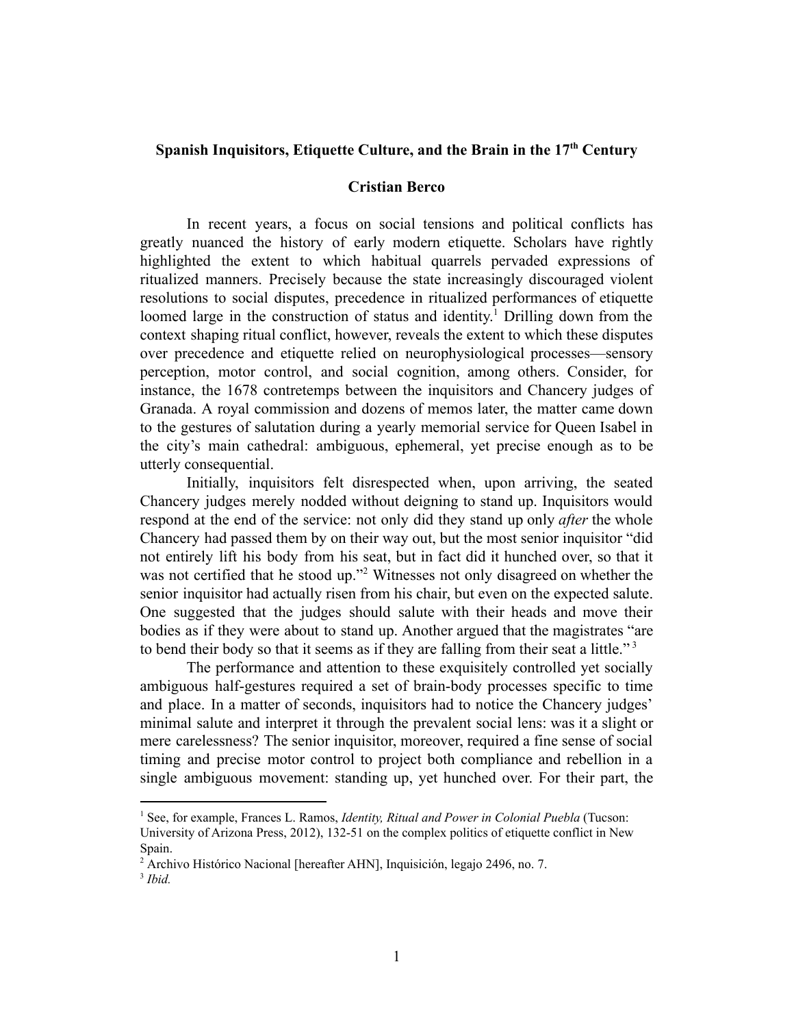# Spanish Inquisitors, Etiquette Culture, and the Brain in the 17[th] Century

## Cristian Berco

In recent years, a focus on social tensions and political conflicts has greatly nuanced the history of early modern etiquette. Scholars have rightly highlighted the extent to which habitual quarrels pervaded expressions of ritualized manners. Precisely because the state increasingly discouraged violent resolutions to social disputes, precedence in ritualized performances of etiquette loomed large in the construction of status and identity.[1] Drilling down from the context shaping ritual conflict, however, reveals the extent to which these disputes over precedence and etiquette relied on neurophysiological processes—sensory perception, motor control, and social cognition, among others. Consider, for instance, the 1678 contretemps between the inquisitors and Chancery judges of Granada. A royal commission and dozens of memos later, the matter came down to the gestures of salutation during a yearly memorial service for Queen Isabel in the city's main cathedral: ambiguous, ephemeral, yet precise enough as to be utterly consequential.

Initially, inquisitors felt disrespected when, upon arriving, the seated Chancery judges merely nodded without deigning to stand up. Inquisitors would respond at the end of the service: not only did they stand up only *after* the whole Chancery had passed them by on their way out, but the most senior inquisitor "did not entirely lift his body from his seat, but in fact did it hunched over, so that it was not certified that he stood up."[2] Witnesses not only disagreed on whether the senior inquisitor had actually risen from his chair, but even on the expected salute. One suggested that the judges should salute with their heads and move their bodies as if they were about to stand up. Another argued that the magistrates "are to bend their body so that it seems as if they are falling from their seat a little."[3]

The performance and attention to these exquisitely controlled yet socially ambiguous half-gestures required a set of brain-body processes specific to time and place. In a matter of seconds, inquisitors had to notice the Chancery judges' minimal salute and interpret it through the prevalent social lens: was it a slight or mere carelessness? The senior inquisitor, moreover, required a fine sense of social timing and precise motor control to project both compliance and rebellion in a single ambiguous movement: standing up, yet hunched over. For their part, the

---

[1] See, for example, Frances L. Ramos, *Identity, Ritual and Power in Colonial Puebla* (Tucson: University of Arizona Press, 2012), 132-51 on the complex politics of etiquette conflict in New Spain.

[2] Archivo Histórico Nacional [hereafter AHN], Inquisición, legajo 2496, no. 7.

[3] *Ibid.*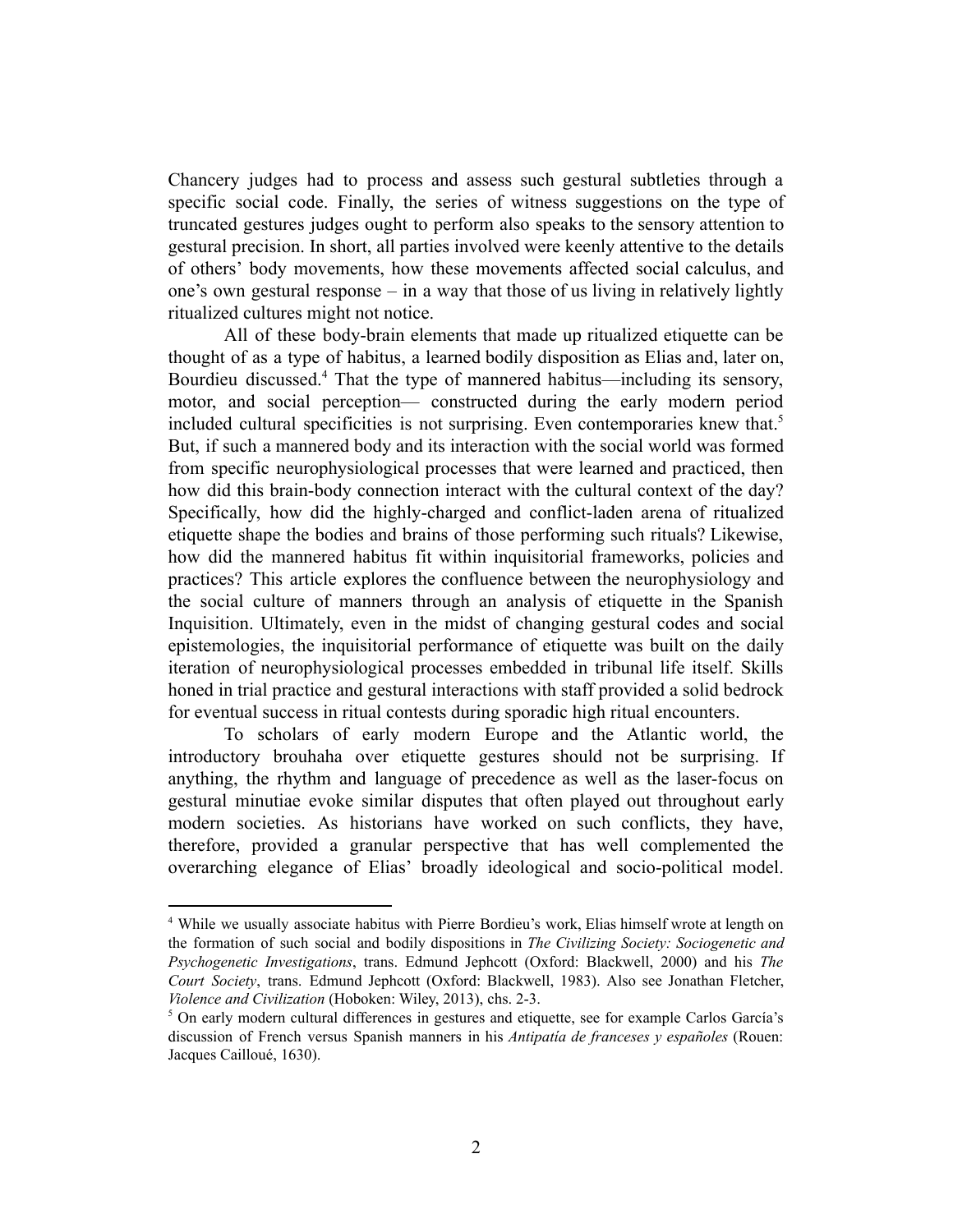Chancery judges had to process and assess such gestural subtleties through a specific social code. Finally, the series of witness suggestions on the type of truncated gestures judges ought to perform also speaks to the sensory attention to gestural precision. In short, all parties involved were keenly attentive to the details of others' body movements, how these movements affected social calculus, and one's own gestural response – in a way that those of us living in relatively lightly ritualized cultures might not notice.

All of these body-brain elements that made up ritualized etiquette can be thought of as a type of habitus, a learned bodily disposition as Elias and, later on, Bourdieu discussed.[4] That the type of mannered habitus—including its sensory, motor, and social perception— constructed during the early modern period included cultural specificities is not surprising. Even contemporaries knew that.[5] But, if such a mannered body and its interaction with the social world was formed from specific neurophysiological processes that were learned and practiced, then how did this brain-body connection interact with the cultural context of the day? Specifically, how did the highly-charged and conflict-laden arena of ritualized etiquette shape the bodies and brains of those performing such rituals? Likewise, how did the mannered habitus fit within inquisitorial frameworks, policies and practices? This article explores the confluence between the neurophysiology and the social culture of manners through an analysis of etiquette in the Spanish Inquisition. Ultimately, even in the midst of changing gestural codes and social epistemologies, the inquisitorial performance of etiquette was built on the daily iteration of neurophysiological processes embedded in tribunal life itself. Skills honed in trial practice and gestural interactions with staff provided a solid bedrock for eventual success in ritual contests during sporadic high ritual encounters.

To scholars of early modern Europe and the Atlantic world, the introductory brouhaha over etiquette gestures should not be surprising. If anything, the rhythm and language of precedence as well as the laser-focus on gestural minutiae evoke similar disputes that often played out throughout early modern societies. As historians have worked on such conflicts, they have, therefore, provided a granular perspective that has well complemented the overarching elegance of Elias' broadly ideological and socio-political model.

---

[4] While we usually associate habitus with Pierre Bordieu's work, Elias himself wrote at length on the formation of such social and bodily dispositions in *The Civilizing Society: Sociogenetic and Psychogenetic Investigations*, trans. Edmund Jephcott (Oxford: Blackwell, 2000) and his *The Court Society*, trans. Edmund Jephcott (Oxford: Blackwell, 1983). Also see Jonathan Fletcher, *Violence and Civilization* (Hoboken: Wiley, 2013), chs. 2-3.

[5] On early modern cultural differences in gestures and etiquette, see for example Carlos García's discussion of French versus Spanish manners in his *Antipatía de franceses y españoles* (Rouen: Jacques Cailloué, 1630).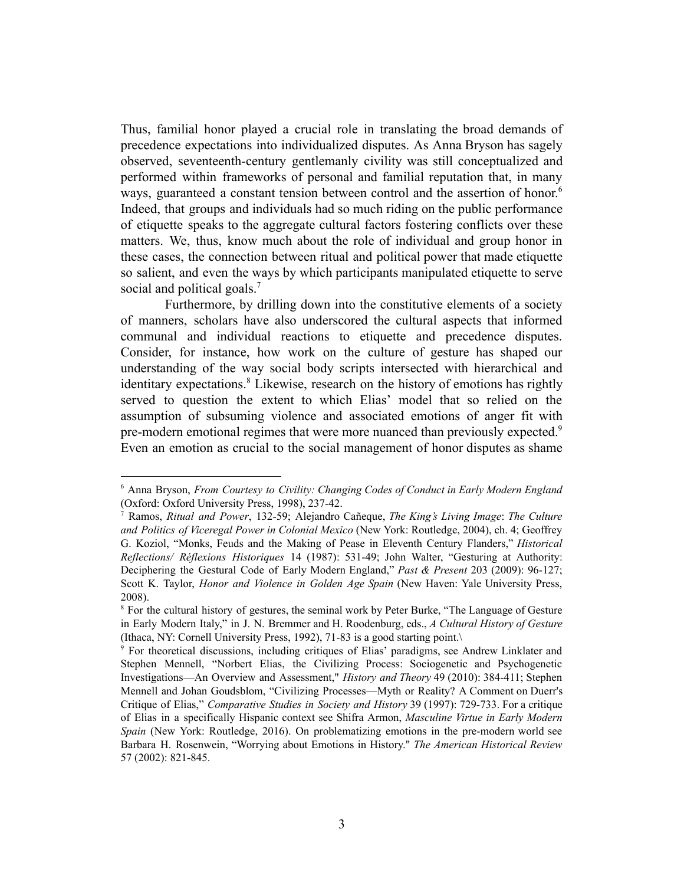Thus, familial honor played a crucial role in translating the broad demands of precedence expectations into individualized disputes. As Anna Bryson has sagely observed, seventeenth-century gentlemanly civility was still conceptualized and performed within frameworks of personal and familial reputation that, in many ways, guaranteed a constant tension between control and the assertion of honor.[6] Indeed, that groups and individuals had so much riding on the public performance of etiquette speaks to the aggregate cultural factors fostering conflicts over these matters. We, thus, know much about the role of individual and group honor in these cases, the connection between ritual and political power that made etiquette so salient, and even the ways by which participants manipulated etiquette to serve social and political goals.[7]

Furthermore, by drilling down into the constitutive elements of a society of manners, scholars have also underscored the cultural aspects that informed communal and individual reactions to etiquette and precedence disputes. Consider, for instance, how work on the culture of gesture has shaped our understanding of the way social body scripts intersected with hierarchical and identitary expectations.[8] Likewise, research on the history of emotions has rightly served to question the extent to which Elias' model that so relied on the assumption of subsuming violence and associated emotions of anger fit with pre-modern emotional regimes that were more nuanced than previously expected.[9] Even an emotion as crucial to the social management of honor disputes as shame

---

[6] Anna Bryson, *From Courtesy to Civility: Changing Codes of Conduct in Early Modern England* (Oxford: Oxford University Press, 1998), 237-42.

[7] Ramos, *Ritual and Power*, 132-59; Alejandro Cañeque, *The King's Living Image*: *The Culture and Politics of Viceregal Power in Colonial Mexico* (New York: Routledge, 2004), ch. 4; Geoffrey G. Koziol, "Monks, Feuds and the Making of Pease in Eleventh Century Flanders," *Historical Reflections/ Réflexions Historiques* 14 (1987): 531-49; John Walter, "Gesturing at Authority: Deciphering the Gestural Code of Early Modern England," *Past & Present* 203 (2009): 96-127; Scott K. Taylor, *Honor and Violence in Golden Age Spain* (New Haven: Yale University Press, 2008).

[8] For the cultural history of gestures, the seminal work by Peter Burke, "The Language of Gesture in Early Modern Italy," in J. N. Bremmer and H. Roodenburg, eds., *A Cultural History of Gesture* (Ithaca, NY: Cornell University Press, 1992), 71-83 is a good starting point.\

[9] For theoretical discussions, including critiques of Elias' paradigms, see Andrew Linklater and Stephen Mennell, "Norbert Elias, the Civilizing Process: Sociogenetic and Psychogenetic Investigations—An Overview and Assessment," *History and Theory* 49 (2010): 384-411; Stephen Mennell and Johan Goudsblom, "Civilizing Processes—Myth or Reality? A Comment on Duerr's Critique of Elias," *Comparative Studies in Society and History* 39 (1997): 729-733. For a critique of Elias in a specifically Hispanic context see Shifra Armon, *Masculine Virtue in Early Modern Spain* (New York: Routledge, 2016). On problematizing emotions in the pre-modern world see Barbara H. Rosenwein, "Worrying about Emotions in History." *The American Historical Review* 57 (2002): 821-845.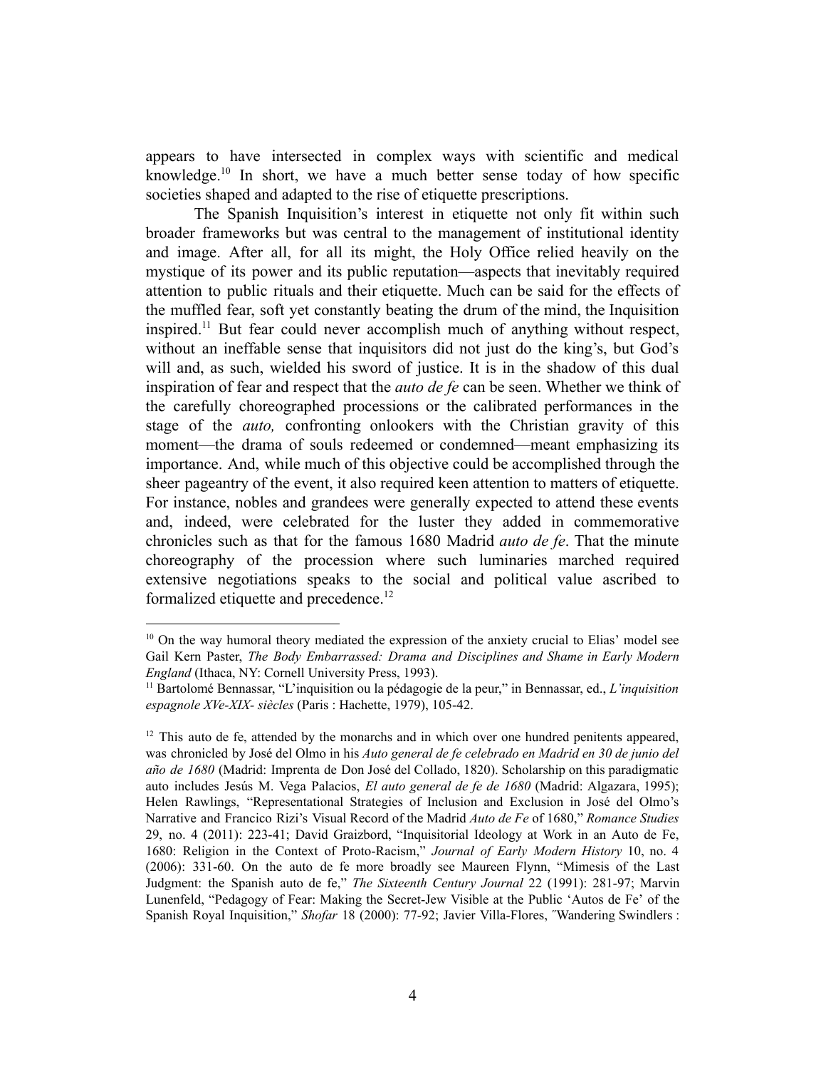appears to have intersected in complex ways with scientific and medical knowledge.[10] In short, we have a much better sense today of how specific societies shaped and adapted to the rise of etiquette prescriptions.

The Spanish Inquisition's interest in etiquette not only fit within such broader frameworks but was central to the management of institutional identity and image. After all, for all its might, the Holy Office relied heavily on the mystique of its power and its public reputation—aspects that inevitably required attention to public rituals and their etiquette. Much can be said for the effects of the muffled fear, soft yet constantly beating the drum of the mind, the Inquisition inspired.[11] But fear could never accomplish much of anything without respect, without an ineffable sense that inquisitors did not just do the king's, but God's will and, as such, wielded his sword of justice. It is in the shadow of this dual inspiration of fear and respect that the *auto de fe* can be seen. Whether we think of the carefully choreographed processions or the calibrated performances in the stage of the *auto,* confronting onlookers with the Christian gravity of this moment—the drama of souls redeemed or condemned—meant emphasizing its importance. And, while much of this objective could be accomplished through the sheer pageantry of the event, it also required keen attention to matters of etiquette. For instance, nobles and grandees were generally expected to attend these events and, indeed, were celebrated for the luster they added in commemorative chronicles such as that for the famous 1680 Madrid *auto de fe*. That the minute choreography of the procession where such luminaries marched required extensive negotiations speaks to the social and political value ascribed to formalized etiquette and precedence.[12]

---

[10] On the way humoral theory mediated the expression of the anxiety crucial to Elias' model see Gail Kern Paster, *The Body Embarrassed: Drama and Disciplines and Shame in Early Modern England* (Ithaca, NY: Cornell University Press, 1993).

[11] Bartolomé Bennassar, "L'inquisition ou la pédagogie de la peur," in Bennassar, ed., *L'inquisition espagnole XVe-XIX- siècles* (Paris : Hachette, 1979), 105-42.

[12] This auto de fe, attended by the monarchs and in which over one hundred penitents appeared, was chronicled by José del Olmo in his *Auto general de fe celebrado en Madrid en 30 de junio del año de 1680* (Madrid: Imprenta de Don José del Collado, 1820). Scholarship on this paradigmatic auto includes Jesús M. Vega Palacios, *El auto general de fe de 1680* (Madrid: Algazara, 1995); Helen Rawlings, "Representational Strategies of Inclusion and Exclusion in José del Olmo's Narrative and Francico Rizi's Visual Record of the Madrid *Auto de Fe* of 1680," *Romance Studies* 29, no. 4 (2011): 223-41; David Graizbord, "Inquisitorial Ideology at Work in an Auto de Fe, 1680: Religion in the Context of Proto-Racism," *Journal of Early Modern History* 10, no. 4 (2006): 331-60. On the auto de fe more broadly see Maureen Flynn, "Mimesis of the Last Judgment: the Spanish auto de fe," *The Sixteenth Century Journal* 22 (1991): 281-97; Marvin Lunenfeld, "Pedagogy of Fear: Making the Secret-Jew Visible at the Public 'Autos de Fe' of the Spanish Royal Inquisition," *Shofar* 18 (2000): 77-92; Javier Villa-Flores, ″Wandering Swindlers :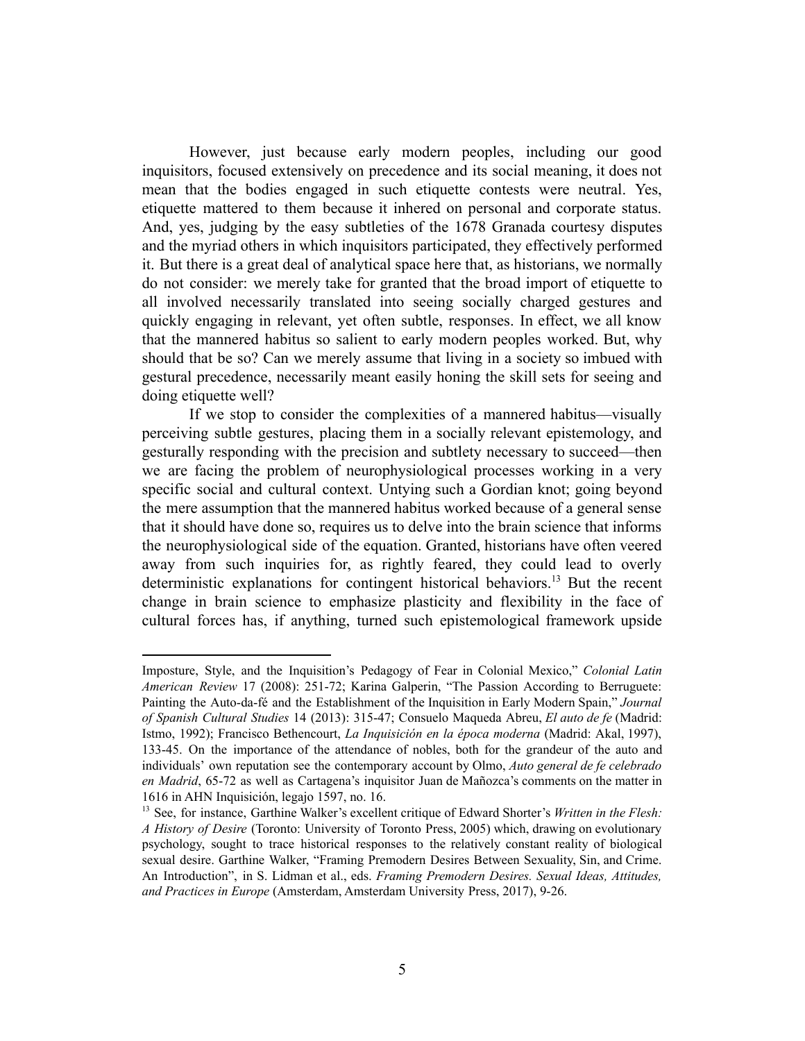However, just because early modern peoples, including our good inquisitors, focused extensively on precedence and its social meaning, it does not mean that the bodies engaged in such etiquette contests were neutral. Yes, etiquette mattered to them because it inhered on personal and corporate status. And, yes, judging by the easy subtleties of the 1678 Granada courtesy disputes and the myriad others in which inquisitors participated, they effectively performed it. But there is a great deal of analytical space here that, as historians, we normally do not consider: we merely take for granted that the broad import of etiquette to all involved necessarily translated into seeing socially charged gestures and quickly engaging in relevant, yet often subtle, responses. In effect, we all know that the mannered habitus so salient to early modern peoples worked. But, why should that be so? Can we merely assume that living in a society so imbued with gestural precedence, necessarily meant easily honing the skill sets for seeing and doing etiquette well?

If we stop to consider the complexities of a mannered habitus—visually perceiving subtle gestures, placing them in a socially relevant epistemology, and gesturally responding with the precision and subtlety necessary to succeed—then we are facing the problem of neurophysiological processes working in a very specific social and cultural context. Untying such a Gordian knot; going beyond the mere assumption that the mannered habitus worked because of a general sense that it should have done so, requires us to delve into the brain science that informs the neurophysiological side of the equation. Granted, historians have often veered away from such inquiries for, as rightly feared, they could lead to overly deterministic explanations for contingent historical behaviors.[13] But the recent change in brain science to emphasize plasticity and flexibility in the face of cultural forces has, if anything, turned such epistemological framework upside

---

Imposture, Style, and the Inquisition's Pedagogy of Fear in Colonial Mexico," *Colonial Latin American Review* 17 (2008): 251-72; Karina Galperin, "The Passion According to Berruguete: Painting the Auto-da-fé and the Establishment of the Inquisition in Early Modern Spain," *Journal of Spanish Cultural Studies* 14 (2013): 315-47; Consuelo Maqueda Abreu, *El auto de fe* (Madrid: Istmo, 1992); Francisco Bethencourt, *La Inquisición en la época moderna* (Madrid: Akal, 1997), 133-45. On the importance of the attendance of nobles, both for the grandeur of the auto and individuals' own reputation see the contemporary account by Olmo, *Auto general de fe celebrado en Madrid*, 65-72 as well as Cartagena's inquisitor Juan de Mañozca's comments on the matter in 1616 in AHN Inquisición, legajo 1597, no. 16.

[13] See, for instance, Garthine Walker's excellent critique of Edward Shorter's *Written in the Flesh: A History of Desire* (Toronto: University of Toronto Press, 2005) which, drawing on evolutionary psychology, sought to trace historical responses to the relatively constant reality of biological sexual desire. Garthine Walker, "Framing Premodern Desires Between Sexuality, Sin, and Crime. An Introduction", in S. Lidman et al., eds. *Framing Premodern Desires. Sexual Ideas, Attitudes, and Practices in Europe* (Amsterdam, Amsterdam University Press, 2017), 9-26.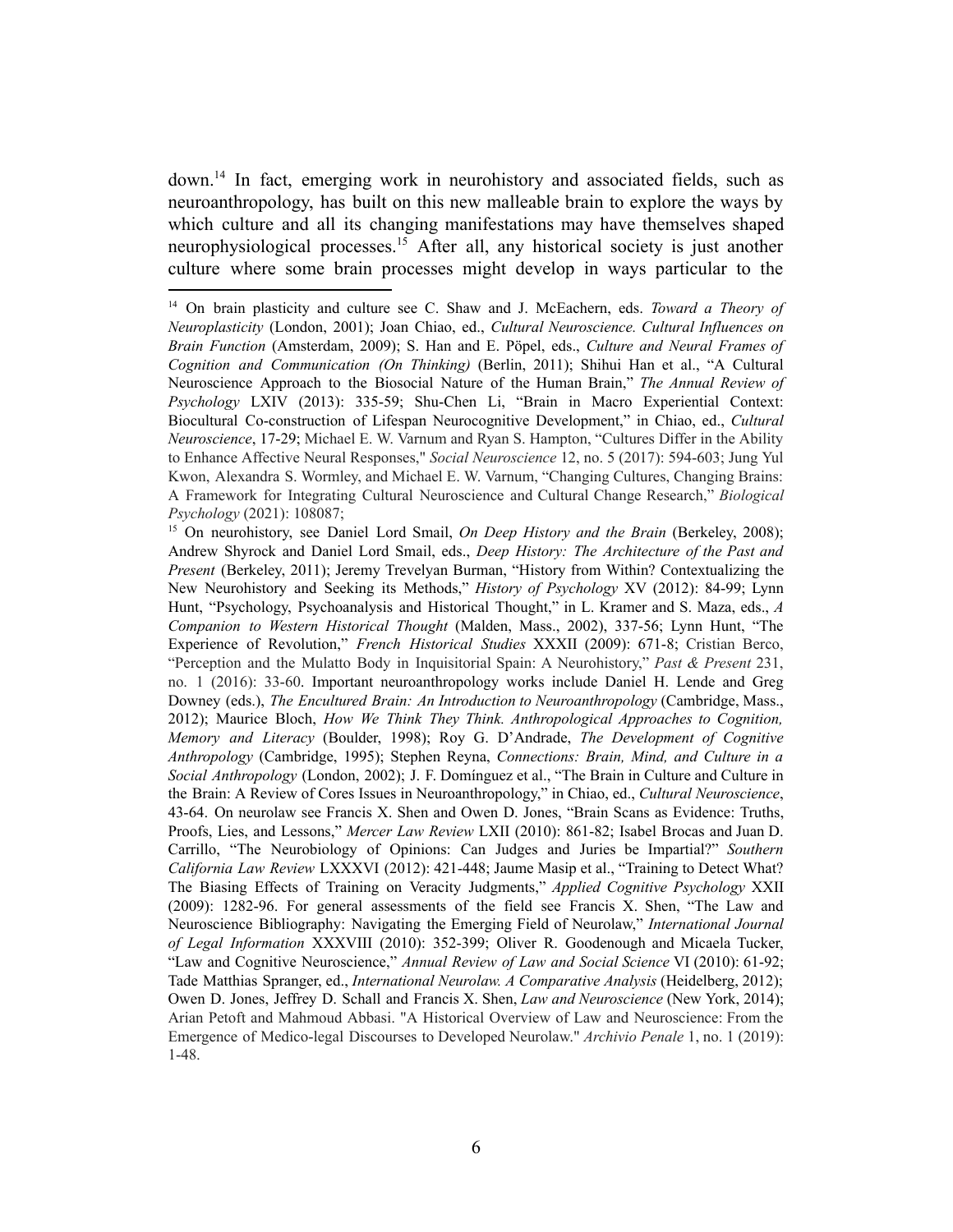down.[14] In fact, emerging work in neurohistory and associated fields, such as neuroanthropology, has built on this new malleable brain to explore the ways by which culture and all its changing manifestations may have themselves shaped neurophysiological processes.[15] After all, any historical society is just another culture where some brain processes might develop in ways particular to the

---

[14] On brain plasticity and culture see C. Shaw and J. McEachern, eds. *Toward a Theory of Neuroplasticity* (London, 2001); Joan Chiao, ed., *Cultural Neuroscience. Cultural Influences on Brain Function* (Amsterdam, 2009); S. Han and E. Pöpel, eds., *Culture and Neural Frames of Cognition and Communication (On Thinking)* (Berlin, 2011); Shihui Han et al., "A Cultural Neuroscience Approach to the Biosocial Nature of the Human Brain," *The Annual Review of Psychology* LXIV (2013): 335-59; Shu-Chen Li, "Brain in Macro Experiential Context: Biocultural Co-construction of Lifespan Neurocognitive Development," in Chiao, ed., *Cultural Neuroscience*, 17-29; Michael E. W. Varnum and Ryan S. Hampton, "Cultures Differ in the Ability to Enhance Affective Neural Responses," *Social Neuroscience* 12, no. 5 (2017): 594-603; Jung Yul Kwon, Alexandra S. Wormley, and Michael E. W. Varnum, "Changing Cultures, Changing Brains: A Framework for Integrating Cultural Neuroscience and Cultural Change Research," *Biological Psychology* (2021): 108087;

[15] On neurohistory, see Daniel Lord Smail, *On Deep History and the Brain* (Berkeley, 2008); Andrew Shyrock and Daniel Lord Smail, eds., *Deep History: The Architecture of the Past and Present* (Berkeley, 2011); Jeremy Trevelyan Burman, "History from Within? Contextualizing the New Neurohistory and Seeking its Methods," *History of Psychology* XV (2012): 84-99; Lynn Hunt, "Psychology, Psychoanalysis and Historical Thought," in L. Kramer and S. Maza, eds., *A Companion to Western Historical Thought* (Malden, Mass., 2002), 337-56; Lynn Hunt, "The Experience of Revolution," *French Historical Studies* XXXII (2009): 671-8; Cristian Berco, "Perception and the Mulatto Body in Inquisitorial Spain: A Neurohistory," *Past & Present* 231, no. 1 (2016): 33-60. Important neuroanthropology works include Daniel H. Lende and Greg Downey (eds.), *The Encultured Brain: An Introduction to Neuroanthropology* (Cambridge, Mass., 2012); Maurice Bloch, *How We Think They Think. Anthropological Approaches to Cognition, Memory and Literacy* (Boulder, 1998); Roy G. D'Andrade, *The Development of Cognitive Anthropology* (Cambridge, 1995); Stephen Reyna, *Connections: Brain, Mind, and Culture in a Social Anthropology* (London, 2002); J. F. Domínguez et al., "The Brain in Culture and Culture in the Brain: A Review of Cores Issues in Neuroanthropology," in Chiao, ed., *Cultural Neuroscience*, 43-64. On neurolaw see Francis X. Shen and Owen D. Jones, "Brain Scans as Evidence: Truths, Proofs, Lies, and Lessons," *Mercer Law Review* LXII (2010): 861-82; Isabel Brocas and Juan D. Carrillo, "The Neurobiology of Opinions: Can Judges and Juries be Impartial?" *Southern California Law Review* LXXXVI (2012): 421-448; Jaume Masip et al., "Training to Detect What? The Biasing Effects of Training on Veracity Judgments," *Applied Cognitive Psychology* XXII (2009): 1282-96. For general assessments of the field see Francis X. Shen, "The Law and Neuroscience Bibliography: Navigating the Emerging Field of Neurolaw," *International Journal of Legal Information* XXXVIII (2010): 352-399; Oliver R. Goodenough and Micaela Tucker, "Law and Cognitive Neuroscience," *Annual Review of Law and Social Science* VI (2010): 61-92; Tade Matthias Spranger, ed., *International Neurolaw. A Comparative Analysis* (Heidelberg, 2012); Owen D. Jones, Jeffrey D. Schall and Francis X. Shen, *Law and Neuroscience* (New York, 2014); Arian Petoft and Mahmoud Abbasi. "A Historical Overview of Law and Neuroscience: From the Emergence of Medico-legal Discourses to Developed Neurolaw." *Archivio Penale* 1, no. 1 (2019): 1-48.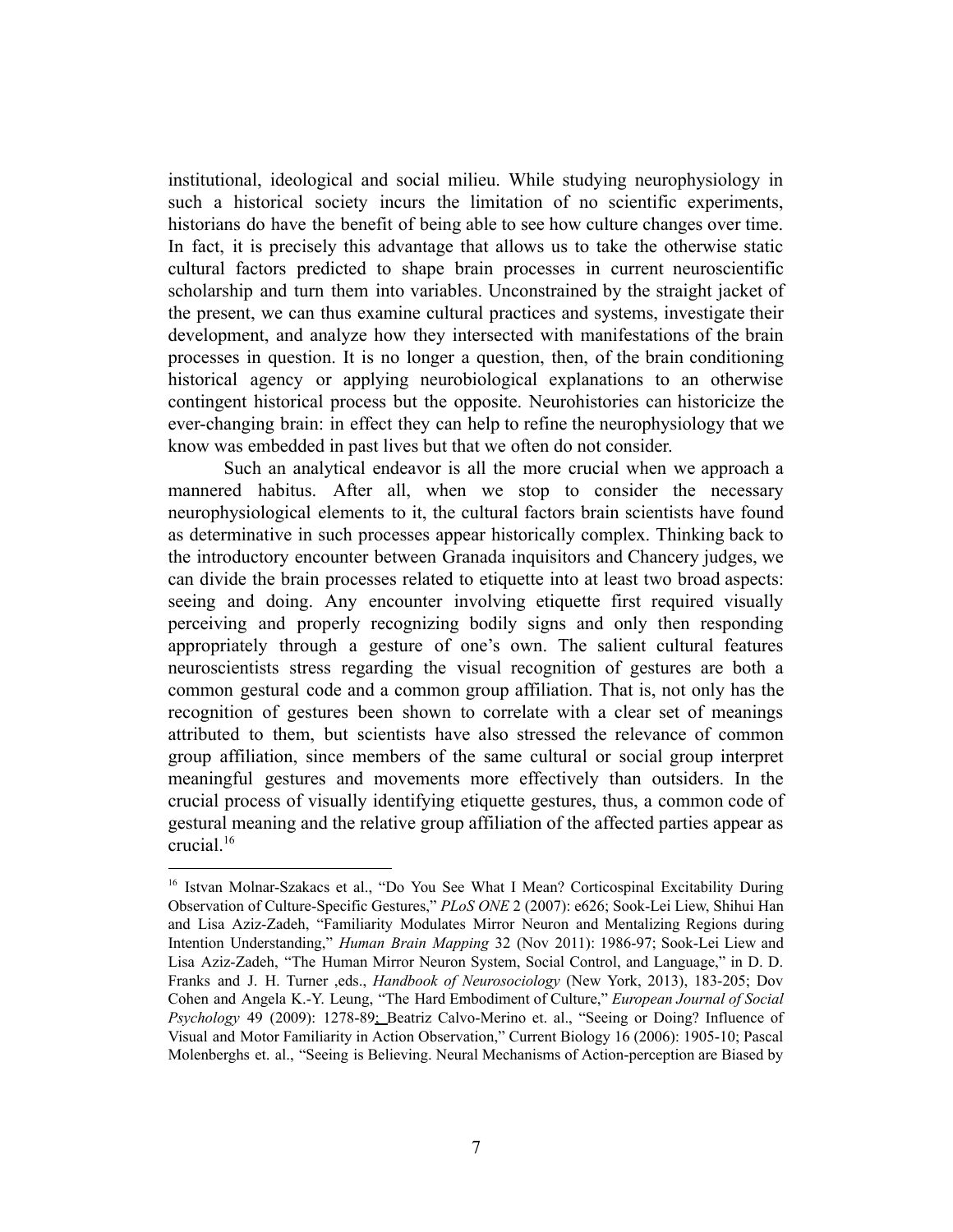institutional, ideological and social milieu. While studying neurophysiology in such a historical society incurs the limitation of no scientific experiments, historians do have the benefit of being able to see how culture changes over time. In fact, it is precisely this advantage that allows us to take the otherwise static cultural factors predicted to shape brain processes in current neuroscientific scholarship and turn them into variables. Unconstrained by the straight jacket of the present, we can thus examine cultural practices and systems, investigate their development, and analyze how they intersected with manifestations of the brain processes in question. It is no longer a question, then, of the brain conditioning historical agency or applying neurobiological explanations to an otherwise contingent historical process but the opposite. Neurohistories can historicize the ever-changing brain: in effect they can help to refine the neurophysiology that we know was embedded in past lives but that we often do not consider.

Such an analytical endeavor is all the more crucial when we approach a mannered habitus. After all, when we stop to consider the necessary neurophysiological elements to it, the cultural factors brain scientists have found as determinative in such processes appear historically complex. Thinking back to the introductory encounter between Granada inquisitors and Chancery judges, we can divide the brain processes related to etiquette into at least two broad aspects: seeing and doing. Any encounter involving etiquette first required visually perceiving and properly recognizing bodily signs and only then responding appropriately through a gesture of one's own. The salient cultural features neuroscientists stress regarding the visual recognition of gestures are both a common gestural code and a common group affiliation. That is, not only has the recognition of gestures been shown to correlate with a clear set of meanings attributed to them, but scientists have also stressed the relevance of common group affiliation, since members of the same cultural or social group interpret meaningful gestures and movements more effectively than outsiders. In the crucial process of visually identifying etiquette gestures, thus, a common code of gestural meaning and the relative group affiliation of the affected parties appear as crucial.[16]

---

[16] Istvan Molnar-Szakacs et al., "Do You See What I Mean? Corticospinal Excitability During Observation of Culture-Specific Gestures," *PLoS ONE* 2 (2007): e626; Sook-Lei Liew, Shihui Han and Lisa Aziz-Zadeh, "Familiarity Modulates Mirror Neuron and Mentalizing Regions during Intention Understanding," *Human Brain Mapping* 32 (Nov 2011): 1986-97; Sook-Lei Liew and Lisa Aziz-Zadeh, "The Human Mirror Neuron System, Social Control, and Language," in D. D. Franks and J. H. Turner ,eds., *Handbook of Neurosociology* (New York, 2013), 183-205; Dov Cohen and Angela K.-Y. Leung, "The Hard Embodiment of Culture," *European Journal of Social Psychology* 49 (2009): 1278-89; Beatriz Calvo-Merino et. al., "Seeing or Doing? Influence of Visual and Motor Familiarity in Action Observation," Current Biology 16 (2006): 1905-10; Pascal Molenberghs et. al., "Seeing is Believing. Neural Mechanisms of Action-perception are Biased by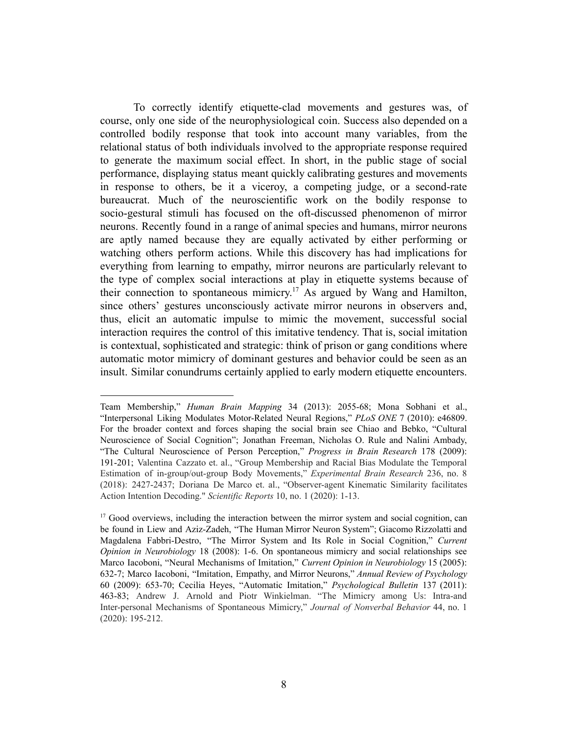To correctly identify etiquette-clad movements and gestures was, of course, only one side of the neurophysiological coin. Success also depended on a controlled bodily response that took into account many variables, from the relational status of both individuals involved to the appropriate response required to generate the maximum social effect. In short, in the public stage of social performance, displaying status meant quickly calibrating gestures and movements in response to others, be it a viceroy, a competing judge, or a second-rate bureaucrat. Much of the neuroscientific work on the bodily response to socio-gestural stimuli has focused on the oft-discussed phenomenon of mirror neurons. Recently found in a range of animal species and humans, mirror neurons are aptly named because they are equally activated by either performing or watching others perform actions. While this discovery has had implications for everything from learning to empathy, mirror neurons are particularly relevant to the type of complex social interactions at play in etiquette systems because of their connection to spontaneous mimicry.[17] As argued by Wang and Hamilton, since others' gestures unconsciously activate mirror neurons in observers and, thus, elicit an automatic impulse to mimic the movement, successful social interaction requires the control of this imitative tendency. That is, social imitation is contextual, sophisticated and strategic: think of prison or gang conditions where automatic motor mimicry of dominant gestures and behavior could be seen as an insult. Similar conundrums certainly applied to early modern etiquette encounters.

---

Team Membership," *Human Brain Mapping* 34 (2013): 2055-68; Mona Sobhani et al., "Interpersonal Liking Modulates Motor-Related Neural Regions," *PLoS ONE* 7 (2010): e46809. For the broader context and forces shaping the social brain see Chiao and Bebko, "Cultural Neuroscience of Social Cognition"; Jonathan Freeman, Nicholas O. Rule and Nalini Ambady, "The Cultural Neuroscience of Person Perception," *Progress in Brain Research* 178 (2009): 191-201; Valentina Cazzato et. al., "Group Membership and Racial Bias Modulate the Temporal Estimation of in-group/out-group Body Movements," *Experimental Brain Research* 236, no. 8 (2018): 2427-2437; Doriana De Marco et. al., "Observer-agent Kinematic Similarity facilitates Action Intention Decoding." *Scientific Reports* 10, no. 1 (2020): 1-13.

[17] Good overviews, including the interaction between the mirror system and social cognition, can be found in Liew and Aziz-Zadeh, "The Human Mirror Neuron System"; Giacomo Rizzolatti and Magdalena Fabbri-Destro, "The Mirror System and Its Role in Social Cognition," *Current Opinion in Neurobiology* 18 (2008): 1-6. On spontaneous mimicry and social relationships see Marco Iacoboni, "Neural Mechanisms of Imitation," *Current Opinion in Neurobiology* 15 (2005): 632-7; Marco Iacoboni, "Imitation, Empathy, and Mirror Neurons," *Annual Review of Psychology* 60 (2009): 653-70; Cecilia Heyes, "Automatic Imitation," *Psychological Bulletin* 137 (2011): 463-83; Andrew J. Arnold and Piotr Winkielman. "The Mimicry among Us: Intra-and Inter-personal Mechanisms of Spontaneous Mimicry," *Journal of Nonverbal Behavior* 44, no. 1 (2020): 195-212.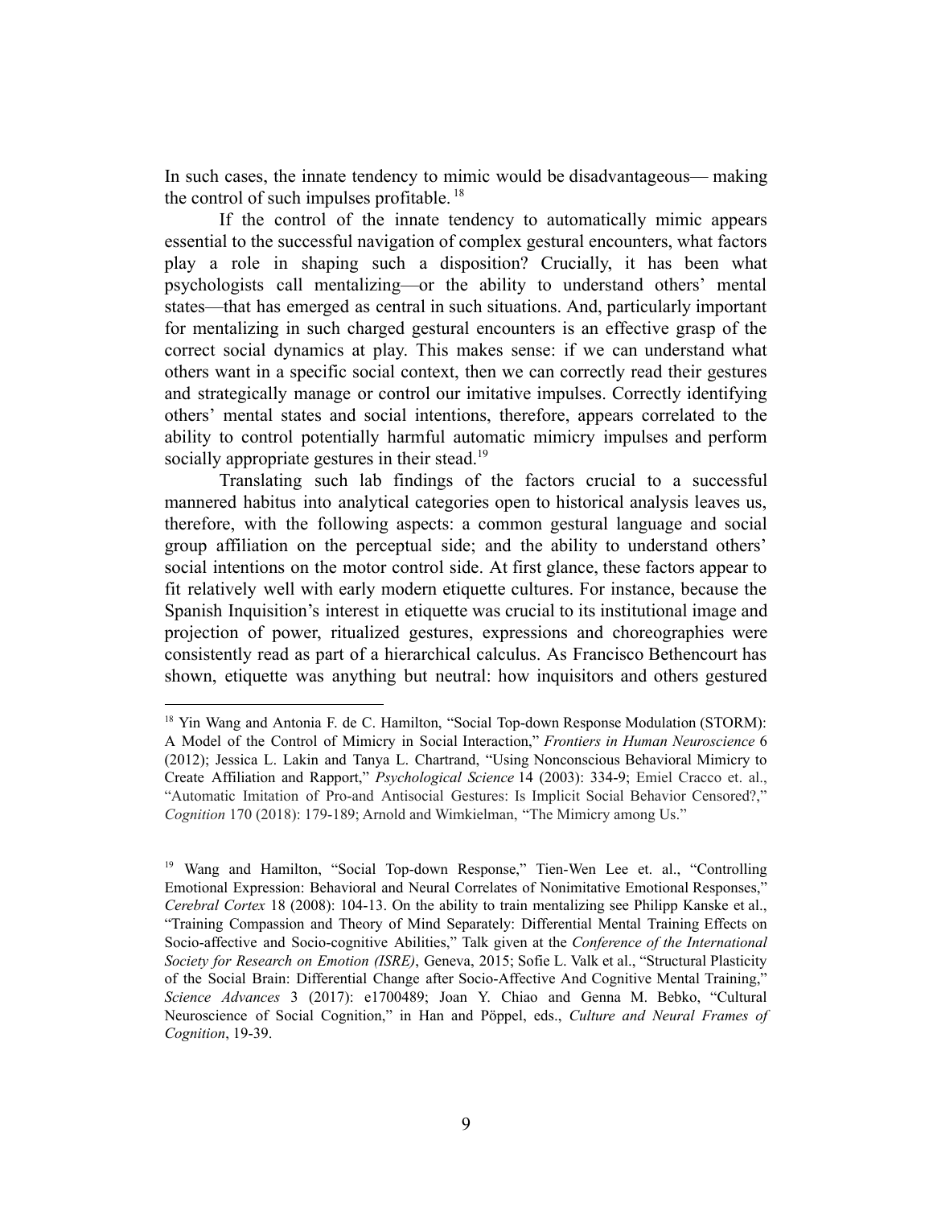In such cases, the innate tendency to mimic would be disadvantageous— making the control of such impulses profitable.[18]

If the control of the innate tendency to automatically mimic appears essential to the successful navigation of complex gestural encounters, what factors play a role in shaping such a disposition? Crucially, it has been what psychologists call mentalizing—or the ability to understand others' mental states—that has emerged as central in such situations. And, particularly important for mentalizing in such charged gestural encounters is an effective grasp of the correct social dynamics at play. This makes sense: if we can understand what others want in a specific social context, then we can correctly read their gestures and strategically manage or control our imitative impulses. Correctly identifying others' mental states and social intentions, therefore, appears correlated to the ability to control potentially harmful automatic mimicry impulses and perform socially appropriate gestures in their stead.[19]

Translating such lab findings of the factors crucial to a successful mannered habitus into analytical categories open to historical analysis leaves us, therefore, with the following aspects: a common gestural language and social group affiliation on the perceptual side; and the ability to understand others' social intentions on the motor control side. At first glance, these factors appear to fit relatively well with early modern etiquette cultures. For instance, because the Spanish Inquisition's interest in etiquette was crucial to its institutional image and projection of power, ritualized gestures, expressions and choreographies were consistently read as part of a hierarchical calculus. As Francisco Bethencourt has shown, etiquette was anything but neutral: how inquisitors and others gestured

---

[18] Yin Wang and Antonia F. de C. Hamilton, "Social Top-down Response Modulation (STORM): A Model of the Control of Mimicry in Social Interaction," *Frontiers in Human Neuroscience* 6 (2012); Jessica L. Lakin and Tanya L. Chartrand, "Using Nonconscious Behavioral Mimicry to Create Affiliation and Rapport," *Psychological Science* 14 (2003): 334-9; Emiel Cracco et. al., "Automatic Imitation of Pro-and Antisocial Gestures: Is Implicit Social Behavior Censored?," *Cognition* 170 (2018): 179-189; Arnold and Wimkielman, "The Mimicry among Us."

[19] Wang and Hamilton, "Social Top-down Response," Tien-Wen Lee et. al., "Controlling Emotional Expression: Behavioral and Neural Correlates of Nonimitative Emotional Responses," *Cerebral Cortex* 18 (2008): 104-13. On the ability to train mentalizing see Philipp Kanske et al., "Training Compassion and Theory of Mind Separately: Differential Mental Training Effects on Socio-affective and Socio-cognitive Abilities," Talk given at the *Conference of the International Society for Research on Emotion (ISRE)*, Geneva, 2015; Sofie L. Valk et al., "Structural Plasticity of the Social Brain: Differential Change after Socio-Affective And Cognitive Mental Training," *Science Advances* 3 (2017): e1700489; Joan Y. Chiao and Genna M. Bebko, "Cultural Neuroscience of Social Cognition," in Han and Pöppel, eds., *Culture and Neural Frames of Cognition*, 19-39.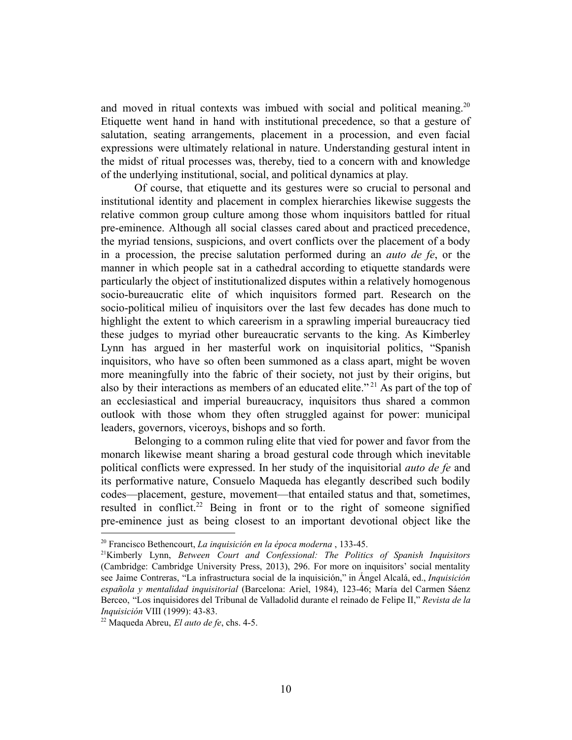and moved in ritual contexts was imbued with social and political meaning.[20] Etiquette went hand in hand with institutional precedence, so that a gesture of salutation, seating arrangements, placement in a procession, and even facial expressions were ultimately relational in nature. Understanding gestural intent in the midst of ritual processes was, thereby, tied to a concern with and knowledge of the underlying institutional, social, and political dynamics at play.

Of course, that etiquette and its gestures were so crucial to personal and institutional identity and placement in complex hierarchies likewise suggests the relative common group culture among those whom inquisitors battled for ritual pre-eminence. Although all social classes cared about and practiced precedence, the myriad tensions, suspicions, and overt conflicts over the placement of a body in a procession, the precise salutation performed during an *auto de fe*, or the manner in which people sat in a cathedral according to etiquette standards were particularly the object of institutionalized disputes within a relatively homogenous socio-bureaucratic elite of which inquisitors formed part. Research on the socio-political milieu of inquisitors over the last few decades has done much to highlight the extent to which careerism in a sprawling imperial bureaucracy tied these judges to myriad other bureaucratic servants to the king. As Kimberley Lynn has argued in her masterful work on inquisitorial politics, "Spanish inquisitors, who have so often been summoned as a class apart, might be woven more meaningfully into the fabric of their society, not just by their origins, but also by their interactions as members of an educated elite."[21] As part of the top of an ecclesiastical and imperial bureaucracy, inquisitors thus shared a common outlook with those whom they often struggled against for power: municipal leaders, governors, viceroys, bishops and so forth.

Belonging to a common ruling elite that vied for power and favor from the monarch likewise meant sharing a broad gestural code through which inevitable political conflicts were expressed. In her study of the inquisitorial *auto de fe* and its performative nature, Consuelo Maqueda has elegantly described such bodily codes—placement, gesture, movement—that entailed status and that, sometimes, resulted in conflict.[22] Being in front or to the right of someone signified pre-eminence just as being closest to an important devotional object like the

---

[20] Francisco Bethencourt, *La inquisición en la época moderna* , 133-45.

[21] Kimberly Lynn, *Between Court and Confessional: The Politics of Spanish Inquisitors* (Cambridge: Cambridge University Press, 2013), 296. For more on inquisitors' social mentality see Jaime Contreras, "La infrastructura social de la inquisición," in Ángel Alcalá, ed., *Inquisición española y mentalidad inquisitorial* (Barcelona: Ariel, 1984), 123-46; María del Carmen Sáenz Berceo, "Los inquisidores del Tribunal de Valladolid durante el reinado de Felipe II," *Revista de la Inquisición* VIII (1999): 43-83.

[22] Maqueda Abreu, *El auto de fe*, chs. 4-5.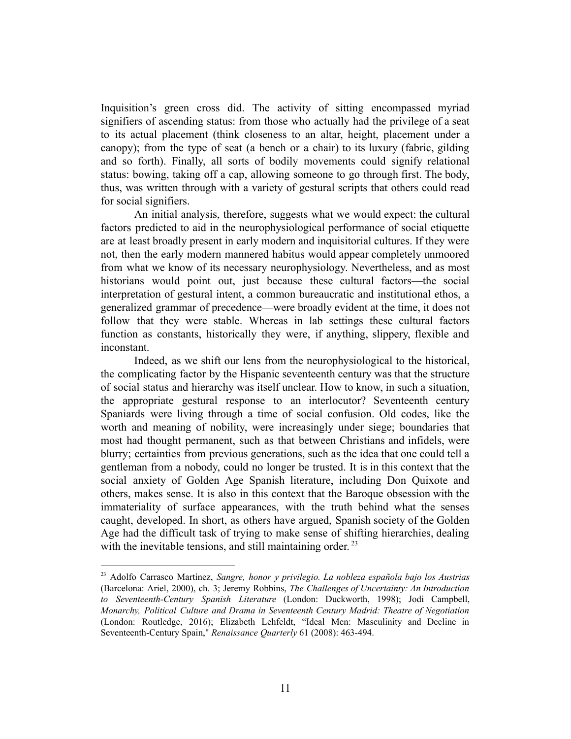Inquisition's green cross did. The activity of sitting encompassed myriad signifiers of ascending status: from those who actually had the privilege of a seat to its actual placement (think closeness to an altar, height, placement under a canopy); from the type of seat (a bench or a chair) to its luxury (fabric, gilding and so forth). Finally, all sorts of bodily movements could signify relational status: bowing, taking off a cap, allowing someone to go through first. The body, thus, was written through with a variety of gestural scripts that others could read for social signifiers.

An initial analysis, therefore, suggests what we would expect: the cultural factors predicted to aid in the neurophysiological performance of social etiquette are at least broadly present in early modern and inquisitorial cultures. If they were not, then the early modern mannered habitus would appear completely unmoored from what we know of its necessary neurophysiology. Nevertheless, and as most historians would point out, just because these cultural factors—the social interpretation of gestural intent, a common bureaucratic and institutional ethos, a generalized grammar of precedence—were broadly evident at the time, it does not follow that they were stable. Whereas in lab settings these cultural factors function as constants, historically they were, if anything, slippery, flexible and inconstant.

Indeed, as we shift our lens from the neurophysiological to the historical, the complicating factor by the Hispanic seventeenth century was that the structure of social status and hierarchy was itself unclear. How to know, in such a situation, the appropriate gestural response to an interlocutor? Seventeenth century Spaniards were living through a time of social confusion. Old codes, like the worth and meaning of nobility, were increasingly under siege; boundaries that most had thought permanent, such as that between Christians and infidels, were blurry; certainties from previous generations, such as the idea that one could tell a gentleman from a nobody, could no longer be trusted. It is in this context that the social anxiety of Golden Age Spanish literature, including Don Quixote and others, makes sense. It is also in this context that the Baroque obsession with the immateriality of surface appearances, with the truth behind what the senses caught, developed. In short, as others have argued, Spanish society of the Golden Age had the difficult task of trying to make sense of shifting hierarchies, dealing with the inevitable tensions, and still maintaining order.[23]

---

[23] Adolfo Carrasco Martínez, *Sangre, honor y privilegio. La nobleza española bajo los Austrias* (Barcelona: Ariel, 2000), ch. 3; Jeremy Robbins, *The Challenges of Uncertainty: An Introduction to Seventeenth-Century Spanish Literature* (London: Duckworth, 1998); Jodi Campbell, *Monarchy, Political Culture and Drama in Seventeenth Century Madrid: Theatre of Negotiation* (London: Routledge, 2016); Elizabeth Lehfeldt, "Ideal Men: Masculinity and Decline in Seventeenth-Century Spain," *Renaissance Quarterly* 61 (2008): 463-494.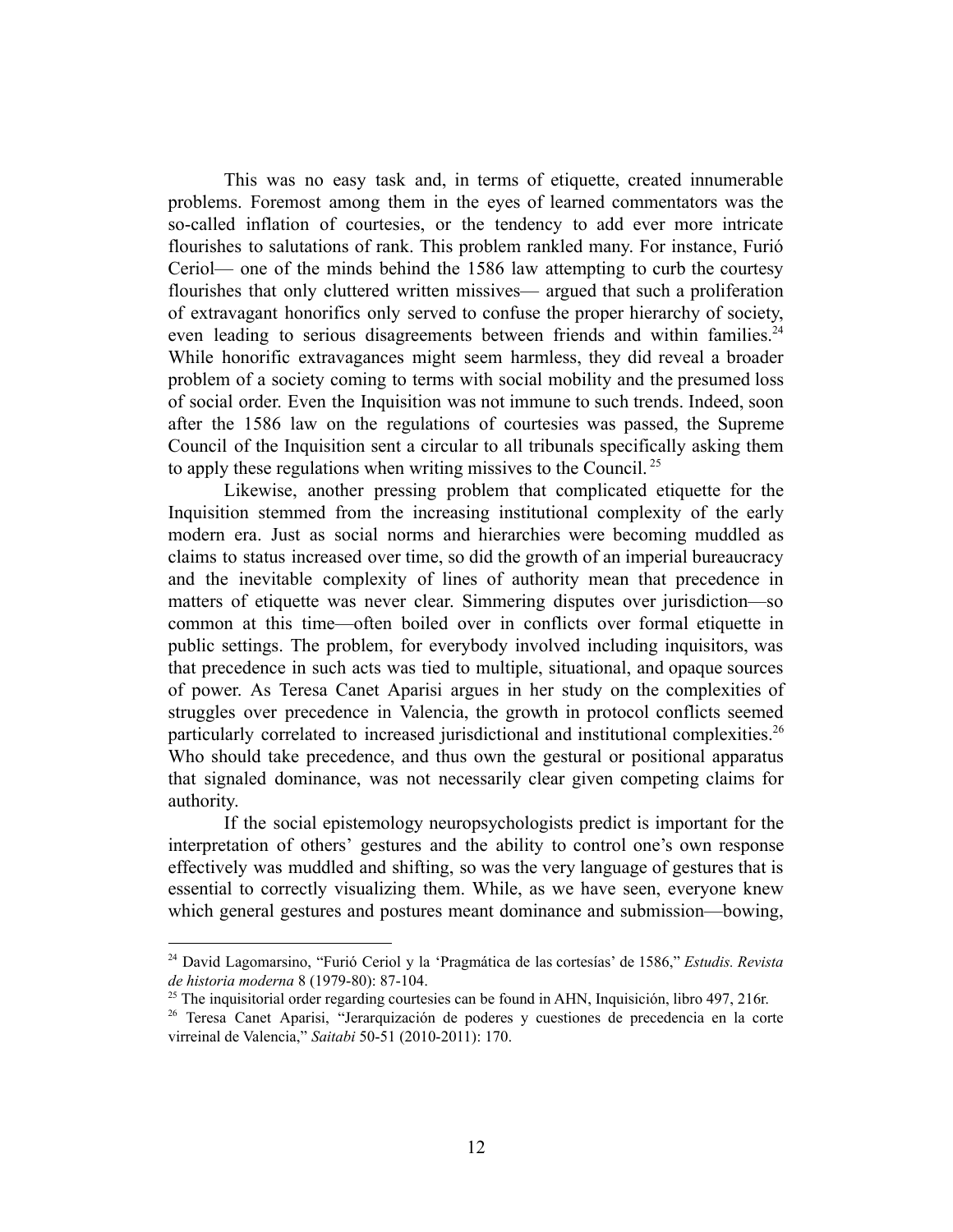This was no easy task and, in terms of etiquette, created innumerable problems. Foremost among them in the eyes of learned commentators was the so-called inflation of courtesies, or the tendency to add ever more intricate flourishes to salutations of rank. This problem rankled many. For instance, Furió Ceriol— one of the minds behind the 1586 law attempting to curb the courtesy flourishes that only cluttered written missives— argued that such a proliferation of extravagant honorifics only served to confuse the proper hierarchy of society, even leading to serious disagreements between friends and within families.[24] While honorific extravagances might seem harmless, they did reveal a broader problem of a society coming to terms with social mobility and the presumed loss of social order. Even the Inquisition was not immune to such trends. Indeed, soon after the 1586 law on the regulations of courtesies was passed, the Supreme Council of the Inquisition sent a circular to all tribunals specifically asking them to apply these regulations when writing missives to the Council.[25]

Likewise, another pressing problem that complicated etiquette for the Inquisition stemmed from the increasing institutional complexity of the early modern era. Just as social norms and hierarchies were becoming muddled as claims to status increased over time, so did the growth of an imperial bureaucracy and the inevitable complexity of lines of authority mean that precedence in matters of etiquette was never clear. Simmering disputes over jurisdiction—so common at this time—often boiled over in conflicts over formal etiquette in public settings. The problem, for everybody involved including inquisitors, was that precedence in such acts was tied to multiple, situational, and opaque sources of power. As Teresa Canet Aparisi argues in her study on the complexities of struggles over precedence in Valencia, the growth in protocol conflicts seemed particularly correlated to increased jurisdictional and institutional complexities.[26] Who should take precedence, and thus own the gestural or positional apparatus that signaled dominance, was not necessarily clear given competing claims for authority.

If the social epistemology neuropsychologists predict is important for the interpretation of others' gestures and the ability to control one's own response effectively was muddled and shifting, so was the very language of gestures that is essential to correctly visualizing them. While, as we have seen, everyone knew which general gestures and postures meant dominance and submission—bowing,

---

[24] David Lagomarsino, "Furió Ceriol y la 'Pragmática de las cortesías' de 1586," *Estudis. Revista de historia moderna* 8 (1979-80): 87-104.

[25] The inquisitorial order regarding courtesies can be found in AHN, Inquisición, libro 497, 216r.

[26] Teresa Canet Aparisi, "Jerarquización de poderes y cuestiones de precedencia en la corte virreinal de Valencia," *Saitabi* 50-51 (2010-2011): 170.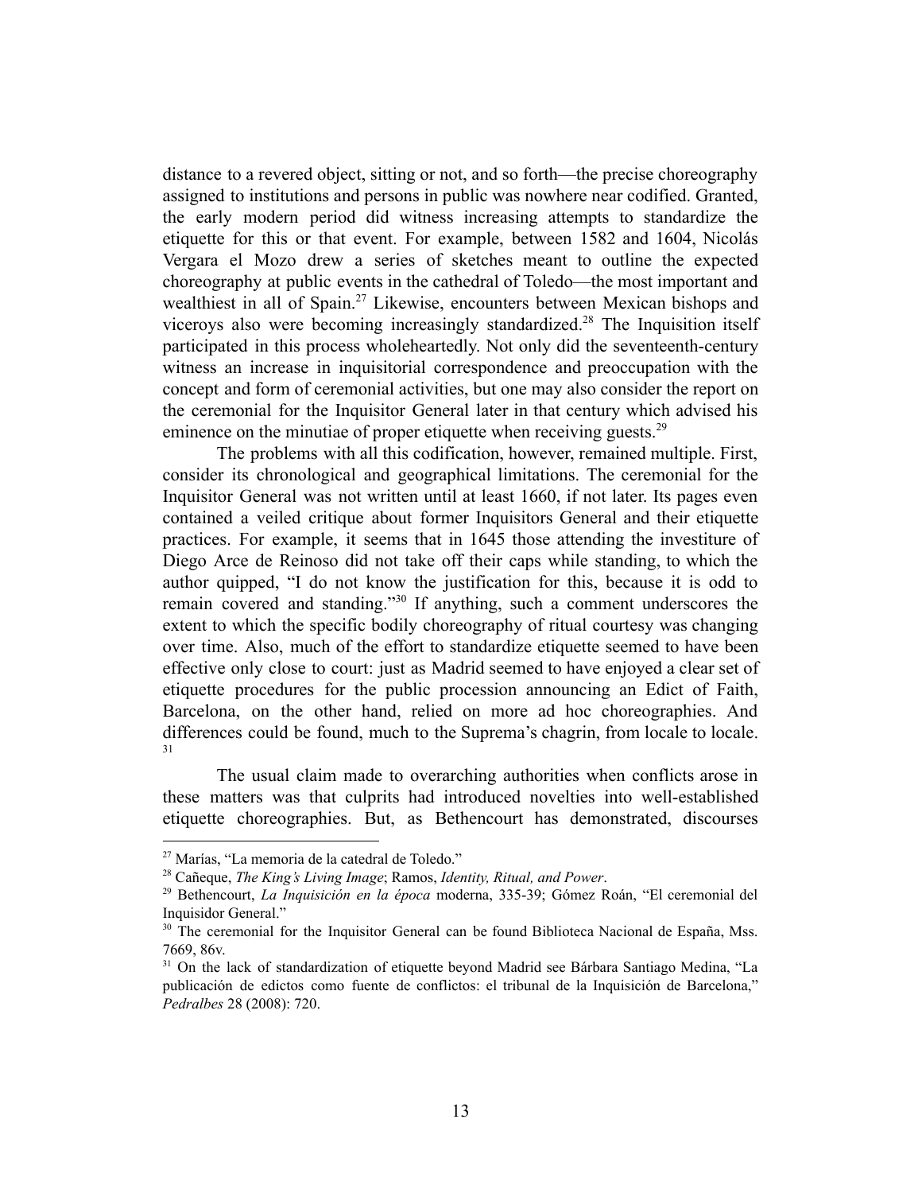distance to a revered object, sitting or not, and so forth—the precise choreography assigned to institutions and persons in public was nowhere near codified. Granted, the early modern period did witness increasing attempts to standardize the etiquette for this or that event. For example, between 1582 and 1604, Nicolás Vergara el Mozo drew a series of sketches meant to outline the expected choreography at public events in the cathedral of Toledo—the most important and wealthiest in all of Spain.[27] Likewise, encounters between Mexican bishops and viceroys also were becoming increasingly standardized.[28] The Inquisition itself participated in this process wholeheartedly. Not only did the seventeenth-century witness an increase in inquisitorial correspondence and preoccupation with the concept and form of ceremonial activities, but one may also consider the report on the ceremonial for the Inquisitor General later in that century which advised his eminence on the minutiae of proper etiquette when receiving guests.[29]

The problems with all this codification, however, remained multiple. First, consider its chronological and geographical limitations. The ceremonial for the Inquisitor General was not written until at least 1660, if not later. Its pages even contained a veiled critique about former Inquisitors General and their etiquette practices. For example, it seems that in 1645 those attending the investiture of Diego Arce de Reinoso did not take off their caps while standing, to which the author quipped, "I do not know the justification for this, because it is odd to remain covered and standing."[30] If anything, such a comment underscores the extent to which the specific bodily choreography of ritual courtesy was changing over time. Also, much of the effort to standardize etiquette seemed to have been effective only close to court: just as Madrid seemed to have enjoyed a clear set of etiquette procedures for the public procession announcing an Edict of Faith, Barcelona, on the other hand, relied on more ad hoc choreographies. And differences could be found, much to the Suprema's chagrin, from locale to locale.[31]

The usual claim made to overarching authorities when conflicts arose in these matters was that culprits had introduced novelties into well-established etiquette choreographies. But, as Bethencourt has demonstrated, discourses

---

[27] Marías, "La memoria de la catedral de Toledo."

[28] Cañeque, *The King's Living Image*; Ramos, *Identity, Ritual, and Power*.

[29] Bethencourt, *La Inquisición en la época* moderna, 335-39; Gómez Roán, "El ceremonial del Inquisidor General."

[30] The ceremonial for the Inquisitor General can be found Biblioteca Nacional de España, Mss. 7669, 86v.

[31] On the lack of standardization of etiquette beyond Madrid see Bárbara Santiago Medina, "La publicación de edictos como fuente de conflictos: el tribunal de la Inquisición de Barcelona," *Pedralbes* 28 (2008): 720.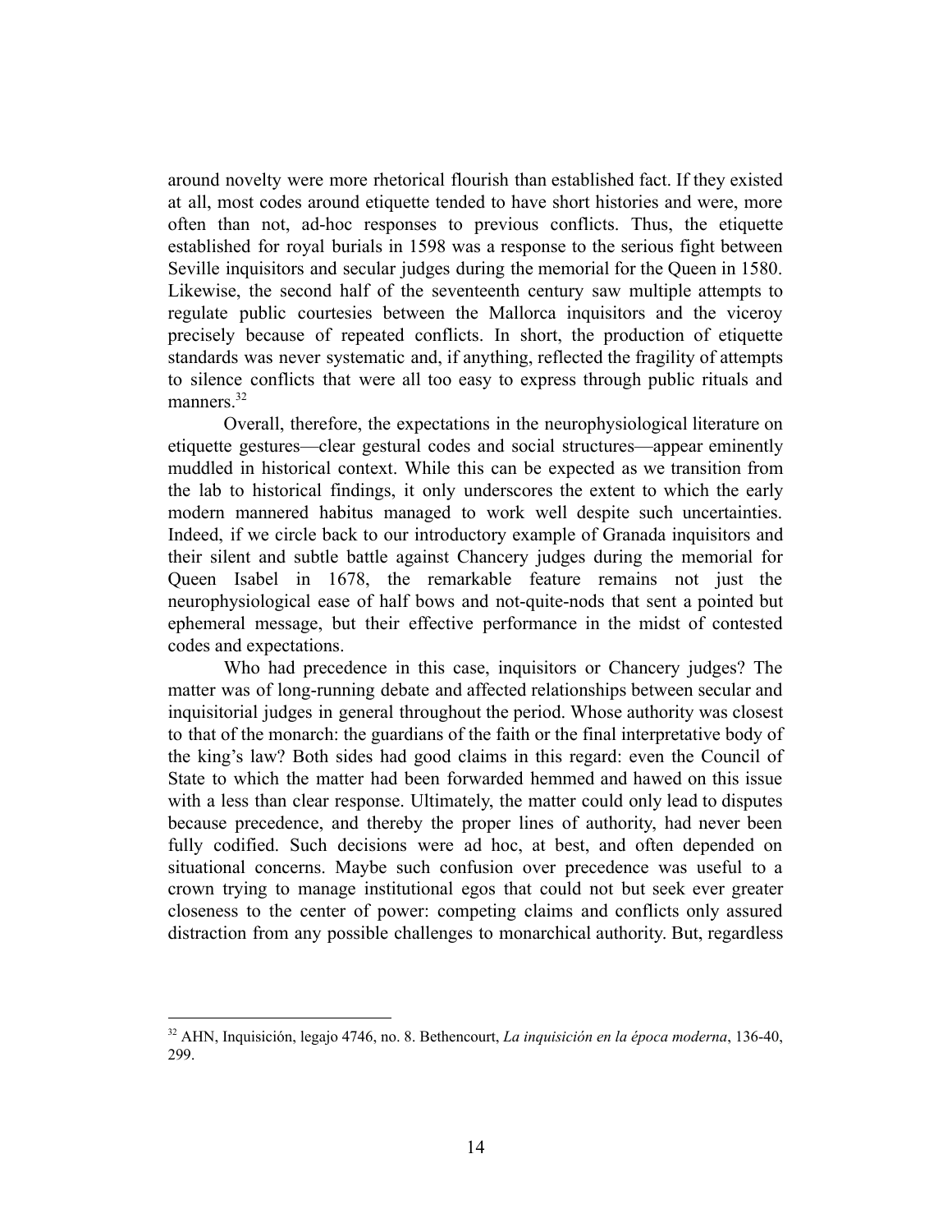around novelty were more rhetorical flourish than established fact. If they existed at all, most codes around etiquette tended to have short histories and were, more often than not, ad-hoc responses to previous conflicts. Thus, the etiquette established for royal burials in 1598 was a response to the serious fight between Seville inquisitors and secular judges during the memorial for the Queen in 1580. Likewise, the second half of the seventeenth century saw multiple attempts to regulate public courtesies between the Mallorca inquisitors and the viceroy precisely because of repeated conflicts. In short, the production of etiquette standards was never systematic and, if anything, reflected the fragility of attempts to silence conflicts that were all too easy to express through public rituals and manners.[32]

Overall, therefore, the expectations in the neurophysiological literature on etiquette gestures—clear gestural codes and social structures—appear eminently muddled in historical context. While this can be expected as we transition from the lab to historical findings, it only underscores the extent to which the early modern mannered habitus managed to work well despite such uncertainties. Indeed, if we circle back to our introductory example of Granada inquisitors and their silent and subtle battle against Chancery judges during the memorial for Queen Isabel in 1678, the remarkable feature remains not just the neurophysiological ease of half bows and not-quite-nods that sent a pointed but ephemeral message, but their effective performance in the midst of contested codes and expectations.

Who had precedence in this case, inquisitors or Chancery judges? The matter was of long-running debate and affected relationships between secular and inquisitorial judges in general throughout the period. Whose authority was closest to that of the monarch: the guardians of the faith or the final interpretative body of the king's law? Both sides had good claims in this regard: even the Council of State to which the matter had been forwarded hemmed and hawed on this issue with a less than clear response. Ultimately, the matter could only lead to disputes because precedence, and thereby the proper lines of authority, had never been fully codified. Such decisions were ad hoc, at best, and often depended on situational concerns. Maybe such confusion over precedence was useful to a crown trying to manage institutional egos that could not but seek ever greater closeness to the center of power: competing claims and conflicts only assured distraction from any possible challenges to monarchical authority. But, regardless

[32] AHN, Inquisición, legajo 4746, no. 8. Bethencourt, *La inquisición en la época moderna*, 136-40, 299.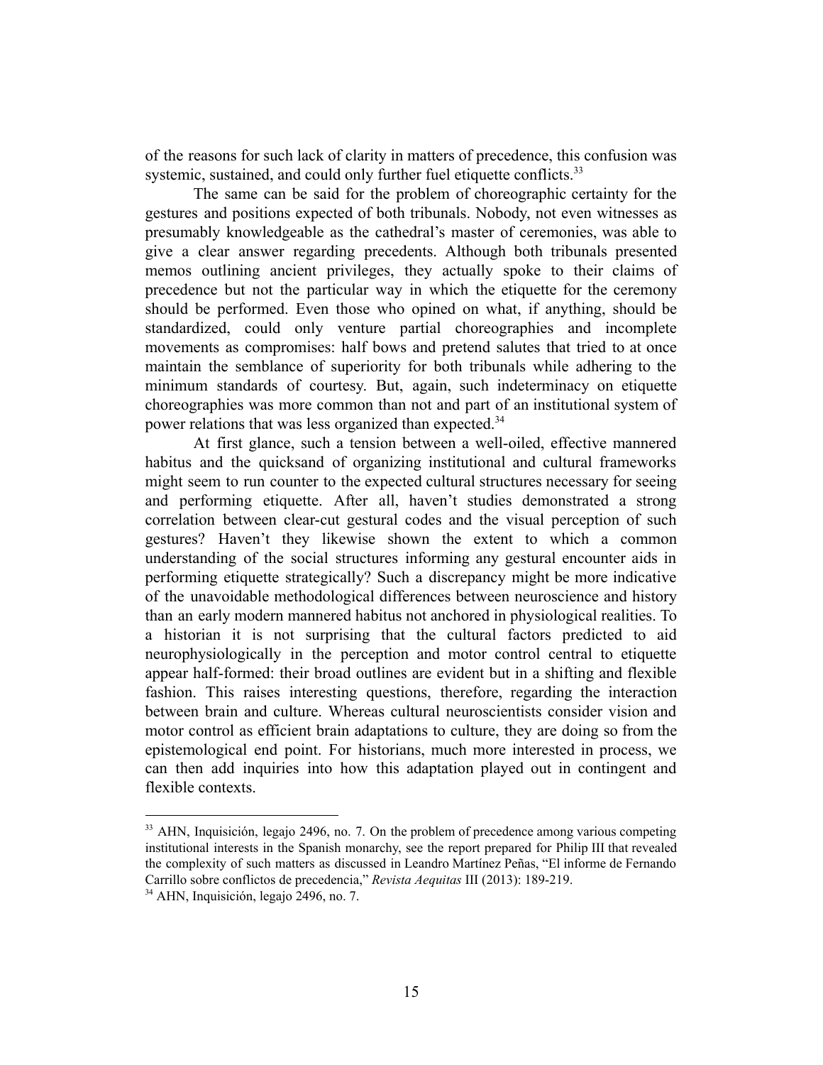of the reasons for such lack of clarity in matters of precedence, this confusion was systemic, sustained, and could only further fuel etiquette conflicts.[33]

The same can be said for the problem of choreographic certainty for the gestures and positions expected of both tribunals. Nobody, not even witnesses as presumably knowledgeable as the cathedral's master of ceremonies, was able to give a clear answer regarding precedents. Although both tribunals presented memos outlining ancient privileges, they actually spoke to their claims of precedence but not the particular way in which the etiquette for the ceremony should be performed. Even those who opined on what, if anything, should be standardized, could only venture partial choreographies and incomplete movements as compromises: half bows and pretend salutes that tried to at once maintain the semblance of superiority for both tribunals while adhering to the minimum standards of courtesy. But, again, such indeterminacy on etiquette choreographies was more common than not and part of an institutional system of power relations that was less organized than expected.[34]

At first glance, such a tension between a well-oiled, effective mannered habitus and the quicksand of organizing institutional and cultural frameworks might seem to run counter to the expected cultural structures necessary for seeing and performing etiquette. After all, haven't studies demonstrated a strong correlation between clear-cut gestural codes and the visual perception of such gestures? Haven't they likewise shown the extent to which a common understanding of the social structures informing any gestural encounter aids in performing etiquette strategically? Such a discrepancy might be more indicative of the unavoidable methodological differences between neuroscience and history than an early modern mannered habitus not anchored in physiological realities. To a historian it is not surprising that the cultural factors predicted to aid neurophysiologically in the perception and motor control central to etiquette appear half-formed: their broad outlines are evident but in a shifting and flexible fashion. This raises interesting questions, therefore, regarding the interaction between brain and culture. Whereas cultural neuroscientists consider vision and motor control as efficient brain adaptations to culture, they are doing so from the epistemological end point. For historians, much more interested in process, we can then add inquiries into how this adaptation played out in contingent and flexible contexts.

---

[33] AHN, Inquisición, legajo 2496, no. 7. On the problem of precedence among various competing institutional interests in the Spanish monarchy, see the report prepared for Philip III that revealed the complexity of such matters as discussed in Leandro Martínez Peñas, "El informe de Fernando Carrillo sobre conflictos de precedencia," *Revista Aequitas* III (2013): 189-219.

[34] AHN, Inquisición, legajo 2496, no. 7.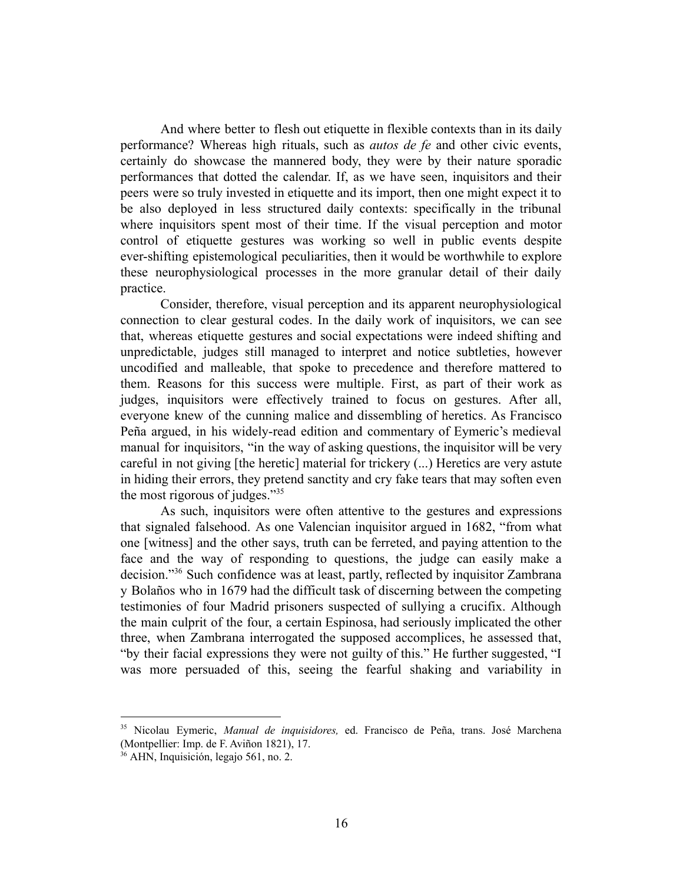And where better to flesh out etiquette in flexible contexts than in its daily performance? Whereas high rituals, such as *autos de fe* and other civic events, certainly do showcase the mannered body, they were by their nature sporadic performances that dotted the calendar. If, as we have seen, inquisitors and their peers were so truly invested in etiquette and its import, then one might expect it to be also deployed in less structured daily contexts: specifically in the tribunal where inquisitors spent most of their time. If the visual perception and motor control of etiquette gestures was working so well in public events despite ever-shifting epistemological peculiarities, then it would be worthwhile to explore these neurophysiological processes in the more granular detail of their daily practice.

Consider, therefore, visual perception and its apparent neurophysiological connection to clear gestural codes. In the daily work of inquisitors, we can see that, whereas etiquette gestures and social expectations were indeed shifting and unpredictable, judges still managed to interpret and notice subtleties, however uncodified and malleable, that spoke to precedence and therefore mattered to them. Reasons for this success were multiple. First, as part of their work as judges, inquisitors were effectively trained to focus on gestures. After all, everyone knew of the cunning malice and dissembling of heretics. As Francisco Peña argued, in his widely-read edition and commentary of Eymeric's medieval manual for inquisitors, "in the way of asking questions, the inquisitor will be very careful in not giving [the heretic] material for trickery (...) Heretics are very astute in hiding their errors, they pretend sanctity and cry fake tears that may soften even the most rigorous of judges."[35]

As such, inquisitors were often attentive to the gestures and expressions that signaled falsehood. As one Valencian inquisitor argued in 1682, "from what one [witness] and the other says, truth can be ferreted, and paying attention to the face and the way of responding to questions, the judge can easily make a decision."[36] Such confidence was at least, partly, reflected by inquisitor Zambrana y Bolaños who in 1679 had the difficult task of discerning between the competing testimonies of four Madrid prisoners suspected of sullying a crucifix. Although the main culprit of the four, a certain Espinosa, had seriously implicated the other three, when Zambrana interrogated the supposed accomplices, he assessed that, "by their facial expressions they were not guilty of this." He further suggested, "I was more persuaded of this, seeing the fearful shaking and variability in

---

[35] Nicolau Eymeric, *Manual de inquisidores,* ed. Francisco de Peña, trans. José Marchena (Montpellier: Imp. de F. Aviñon 1821), 17.

[36] AHN, Inquisición, legajo 561, no. 2.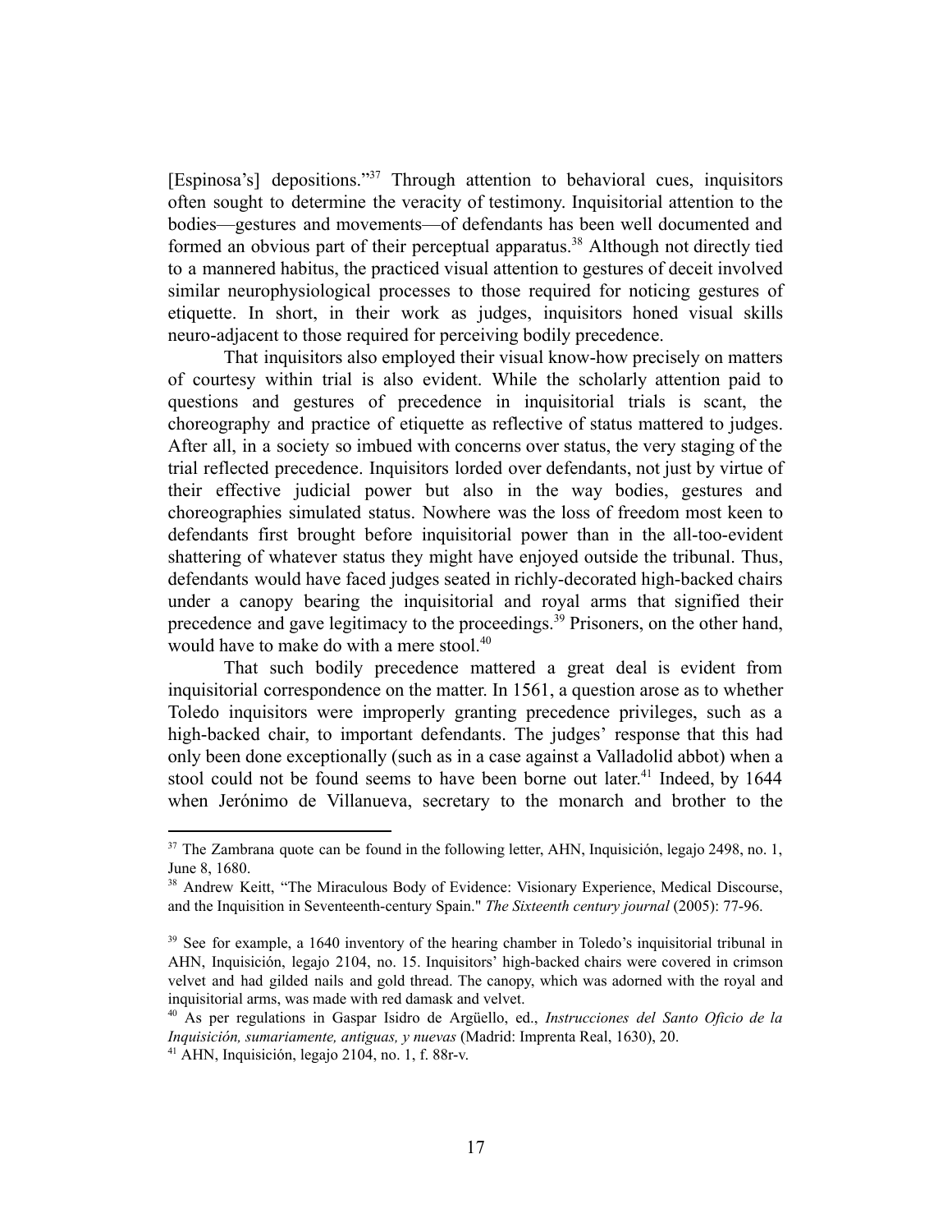[Espinosa's] depositions."[37] Through attention to behavioral cues, inquisitors often sought to determine the veracity of testimony. Inquisitorial attention to the bodies—gestures and movements—of defendants has been well documented and formed an obvious part of their perceptual apparatus.[38] Although not directly tied to a mannered habitus, the practiced visual attention to gestures of deceit involved similar neurophysiological processes to those required for noticing gestures of etiquette. In short, in their work as judges, inquisitors honed visual skills neuro-adjacent to those required for perceiving bodily precedence.

That inquisitors also employed their visual know-how precisely on matters of courtesy within trial is also evident. While the scholarly attention paid to questions and gestures of precedence in inquisitorial trials is scant, the choreography and practice of etiquette as reflective of status mattered to judges. After all, in a society so imbued with concerns over status, the very staging of the trial reflected precedence. Inquisitors lorded over defendants, not just by virtue of their effective judicial power but also in the way bodies, gestures and choreographies simulated status. Nowhere was the loss of freedom most keen to defendants first brought before inquisitorial power than in the all-too-evident shattering of whatever status they might have enjoyed outside the tribunal. Thus, defendants would have faced judges seated in richly-decorated high-backed chairs under a canopy bearing the inquisitorial and royal arms that signified their precedence and gave legitimacy to the proceedings.[39] Prisoners, on the other hand, would have to make do with a mere stool.[40]

That such bodily precedence mattered a great deal is evident from inquisitorial correspondence on the matter. In 1561, a question arose as to whether Toledo inquisitors were improperly granting precedence privileges, such as a high-backed chair, to important defendants. The judges' response that this had only been done exceptionally (such as in a case against a Valladolid abbot) when a stool could not be found seems to have been borne out later.[41] Indeed, by 1644 when Jerónimo de Villanueva, secretary to the monarch and brother to the

---

[37] The Zambrana quote can be found in the following letter, AHN, Inquisición, legajo 2498, no. 1, June 8, 1680.

[38] Andrew Keitt, "The Miraculous Body of Evidence: Visionary Experience, Medical Discourse, and the Inquisition in Seventeenth-century Spain." *The Sixteenth century journal* (2005): 77-96.

[39] See for example, a 1640 inventory of the hearing chamber in Toledo's inquisitorial tribunal in AHN, Inquisición, legajo 2104, no. 15. Inquisitors' high-backed chairs were covered in crimson velvet and had gilded nails and gold thread. The canopy, which was adorned with the royal and inquisitorial arms, was made with red damask and velvet.

[40] As per regulations in Gaspar Isidro de Argüello, ed., *Instrucciones del Santo Oficio de la Inquisición, sumariamente, antiguas, y nuevas* (Madrid: Imprenta Real, 1630), 20.

[41] AHN, Inquisición, legajo 2104, no. 1, f. 88r-v.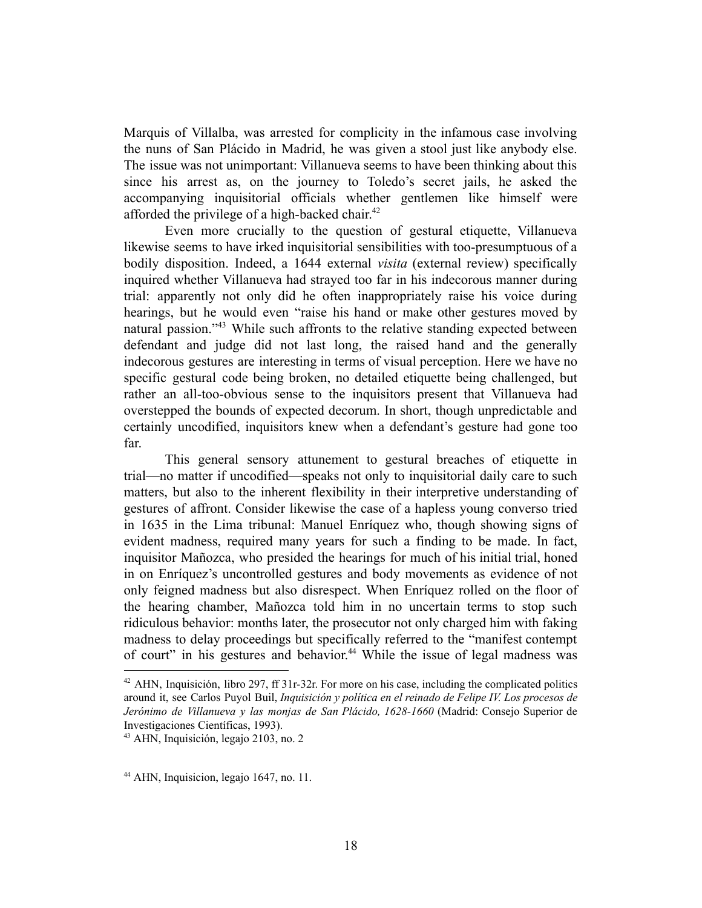Marquis of Villalba, was arrested for complicity in the infamous case involving the nuns of San Plácido in Madrid, he was given a stool just like anybody else. The issue was not unimportant: Villanueva seems to have been thinking about this since his arrest as, on the journey to Toledo's secret jails, he asked the accompanying inquisitorial officials whether gentlemen like himself were afforded the privilege of a high-backed chair.[42]

Even more crucially to the question of gestural etiquette, Villanueva likewise seems to have irked inquisitorial sensibilities with too-presumptuous of a bodily disposition. Indeed, a 1644 external *visita* (external review) specifically inquired whether Villanueva had strayed too far in his indecorous manner during trial: apparently not only did he often inappropriately raise his voice during hearings, but he would even "raise his hand or make other gestures moved by natural passion."[43] While such affronts to the relative standing expected between defendant and judge did not last long, the raised hand and the generally indecorous gestures are interesting in terms of visual perception. Here we have no specific gestural code being broken, no detailed etiquette being challenged, but rather an all-too-obvious sense to the inquisitors present that Villanueva had overstepped the bounds of expected decorum. In short, though unpredictable and certainly uncodified, inquisitors knew when a defendant's gesture had gone too far.

This general sensory attunement to gestural breaches of etiquette in trial—no matter if uncodified—speaks not only to inquisitorial daily care to such matters, but also to the inherent flexibility in their interpretive understanding of gestures of affront. Consider likewise the case of a hapless young converso tried in 1635 in the Lima tribunal: Manuel Enríquez who, though showing signs of evident madness, required many years for such a finding to be made. In fact, inquisitor Mañozca, who presided the hearings for much of his initial trial, honed in on Enríquez's uncontrolled gestures and body movements as evidence of not only feigned madness but also disrespect. When Enríquez rolled on the floor of the hearing chamber, Mañozca told him in no uncertain terms to stop such ridiculous behavior: months later, the prosecutor not only charged him with faking madness to delay proceedings but specifically referred to the "manifest contempt of court" in his gestures and behavior.[44] While the issue of legal madness was

---

[42] AHN, Inquisición, libro 297, ff 31r-32r. For more on his case, including the complicated politics around it, see Carlos Puyol Buil, *Inquisición y política en el reinado de Felipe IV. Los procesos de Jerónimo de Villanueva y las monjas de San Plácido, 1628-1660* (Madrid: Consejo Superior de Investigaciones Científicas, 1993).

[43] AHN, Inquisición, legajo 2103, no. 2

[44] AHN, Inquisicion, legajo 1647, no. 11.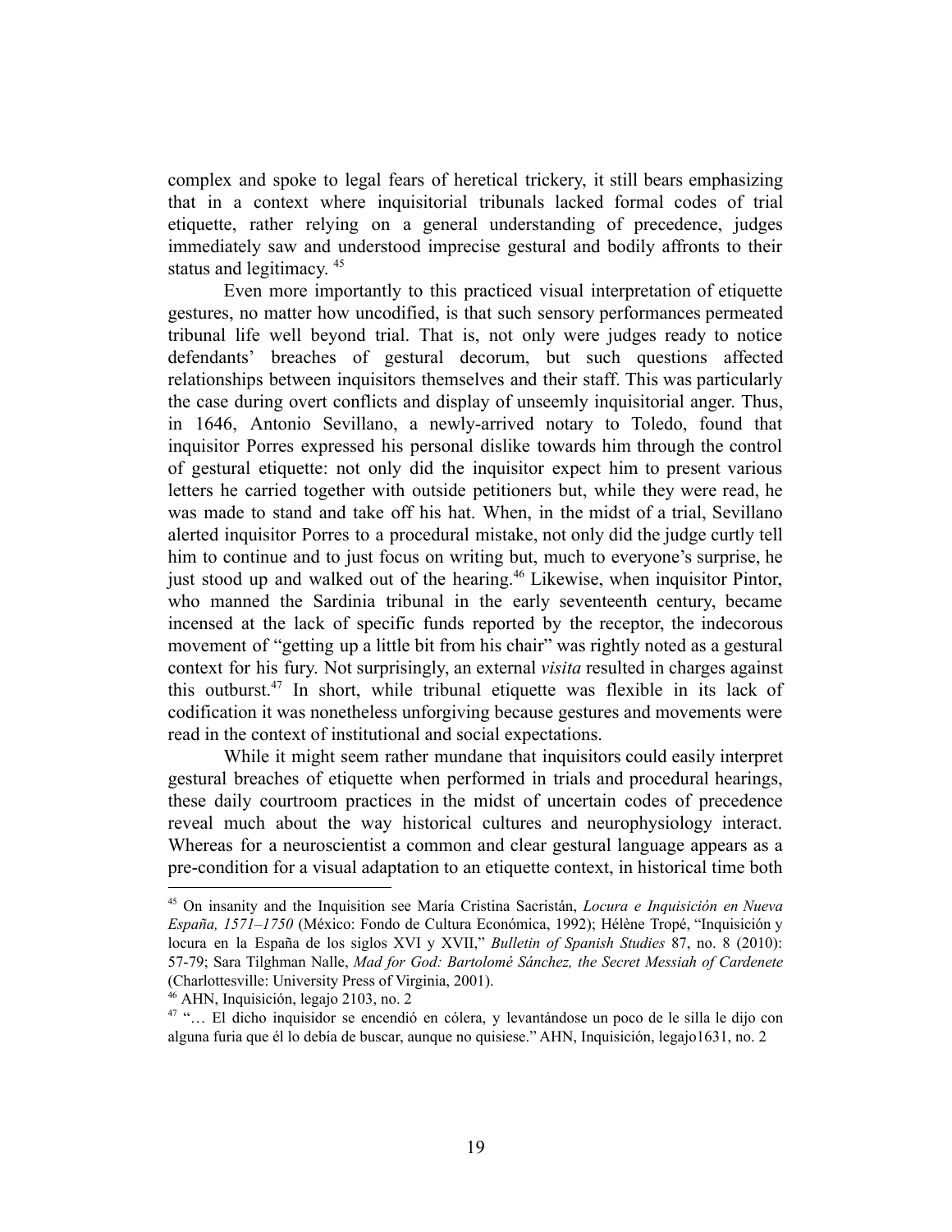complex and spoke to legal fears of heretical trickery, it still bears emphasizing that in a context where inquisitorial tribunals lacked formal codes of trial etiquette, rather relying on a general understanding of precedence, judges immediately saw and understood imprecise gestural and bodily affronts to their status and legitimacy. [45]

Even more importantly to this practiced visual interpretation of etiquette gestures, no matter how uncodified, is that such sensory performances permeated tribunal life well beyond trial. That is, not only were judges ready to notice defendants' breaches of gestural decorum, but such questions affected relationships between inquisitors themselves and their staff. This was particularly the case during overt conflicts and display of unseemly inquisitorial anger. Thus, in 1646, Antonio Sevillano, a newly-arrived notary to Toledo, found that inquisitor Porres expressed his personal dislike towards him through the control of gestural etiquette: not only did the inquisitor expect him to present various letters he carried together with outside petitioners but, while they were read, he was made to stand and take off his hat. When, in the midst of a trial, Sevillano alerted inquisitor Porres to a procedural mistake, not only did the judge curtly tell him to continue and to just focus on writing but, much to everyone's surprise, he just stood up and walked out of the hearing.[46] Likewise, when inquisitor Pintor, who manned the Sardinia tribunal in the early seventeenth century, became incensed at the lack of specific funds reported by the receptor, the indecorous movement of "getting up a little bit from his chair" was rightly noted as a gestural context for his fury. Not surprisingly, an external *visita* resulted in charges against this outburst.[47] In short, while tribunal etiquette was flexible in its lack of codification it was nonetheless unforgiving because gestures and movements were read in the context of institutional and social expectations.

While it might seem rather mundane that inquisitors could easily interpret gestural breaches of etiquette when performed in trials and procedural hearings, these daily courtroom practices in the midst of uncertain codes of precedence reveal much about the way historical cultures and neurophysiology interact. Whereas for a neuroscientist a common and clear gestural language appears as a pre-condition for a visual adaptation to an etiquette context, in historical time both

---

[45] On insanity and the Inquisition see María Cristina Sacristán, *Locura e Inquisición en Nueva España, 1571–1750* (México: Fondo de Cultura Económica, 1992); Hélène Tropé, "Inquisición y locura en la España de los siglos XVI y XVII," *Bulletin of Spanish Studies* 87, no. 8 (2010): 57-79; Sara Tilghman Nalle, *Mad for God: Bartolomé Sánchez, the Secret Messiah of Cardenete* (Charlottesville: University Press of Virginia, 2001).

[46] AHN, Inquisición, legajo 2103, no. 2

[47] "… El dicho inquisidor se encendió en cólera, y levantándose un poco de le silla le dijo con alguna furia que él lo debía de buscar, aunque no quisiese." AHN, Inquisición, legajo1631, no. 2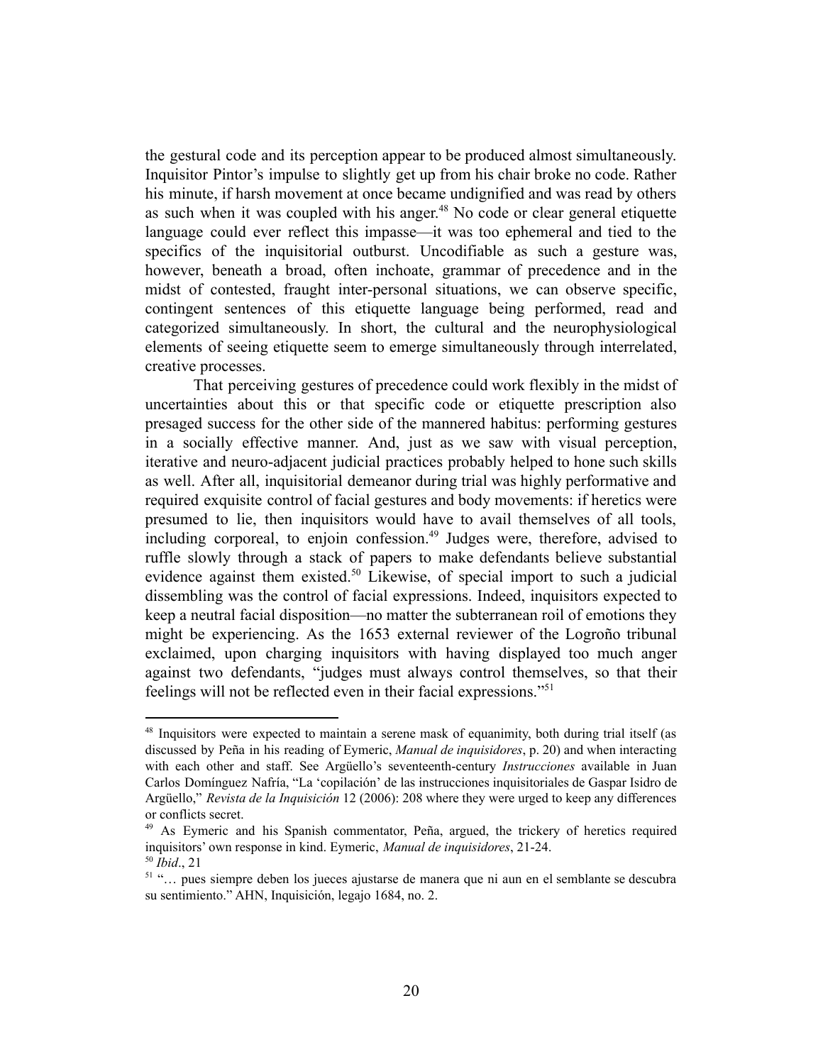the gestural code and its perception appear to be produced almost simultaneously. Inquisitor Pintor's impulse to slightly get up from his chair broke no code. Rather his minute, if harsh movement at once became undignified and was read by others as such when it was coupled with his anger.[48] No code or clear general etiquette language could ever reflect this impasse—it was too ephemeral and tied to the specifics of the inquisitorial outburst. Uncodifiable as such a gesture was, however, beneath a broad, often inchoate, grammar of precedence and in the midst of contested, fraught inter-personal situations, we can observe specific, contingent sentences of this etiquette language being performed, read and categorized simultaneously. In short, the cultural and the neurophysiological elements of seeing etiquette seem to emerge simultaneously through interrelated, creative processes.

That perceiving gestures of precedence could work flexibly in the midst of uncertainties about this or that specific code or etiquette prescription also presaged success for the other side of the mannered habitus: performing gestures in a socially effective manner. And, just as we saw with visual perception, iterative and neuro-adjacent judicial practices probably helped to hone such skills as well. After all, inquisitorial demeanor during trial was highly performative and required exquisite control of facial gestures and body movements: if heretics were presumed to lie, then inquisitors would have to avail themselves of all tools, including corporeal, to enjoin confession.[49] Judges were, therefore, advised to ruffle slowly through a stack of papers to make defendants believe substantial evidence against them existed.[50] Likewise, of special import to such a judicial dissembling was the control of facial expressions. Indeed, inquisitors expected to keep a neutral facial disposition—no matter the subterranean roil of emotions they might be experiencing. As the 1653 external reviewer of the Logroño tribunal exclaimed, upon charging inquisitors with having displayed too much anger against two defendants, "judges must always control themselves, so that their feelings will not be reflected even in their facial expressions."[51]

---

[48] Inquisitors were expected to maintain a serene mask of equanimity, both during trial itself (as discussed by Peña in his reading of Eymeric, *Manual de inquisidores*, p. 20) and when interacting with each other and staff. See Argüello's seventeenth-century *Instrucciones* available in Juan Carlos Domínguez Nafría, "La 'copilación' de las instrucciones inquisitoriales de Gaspar Isidro de Argüello," *Revista de la Inquisición* 12 (2006): 208 where they were urged to keep any differences or conflicts secret.

[49] As Eymeric and his Spanish commentator, Peña, argued, the trickery of heretics required inquisitors' own response in kind. Eymeric, *Manual de inquisidores*, 21-24.

[50] *Ibid*., 21

[51] "… pues siempre deben los jueces ajustarse de manera que ni aun en el semblante se descubra su sentimiento." AHN, Inquisición, legajo 1684, no. 2.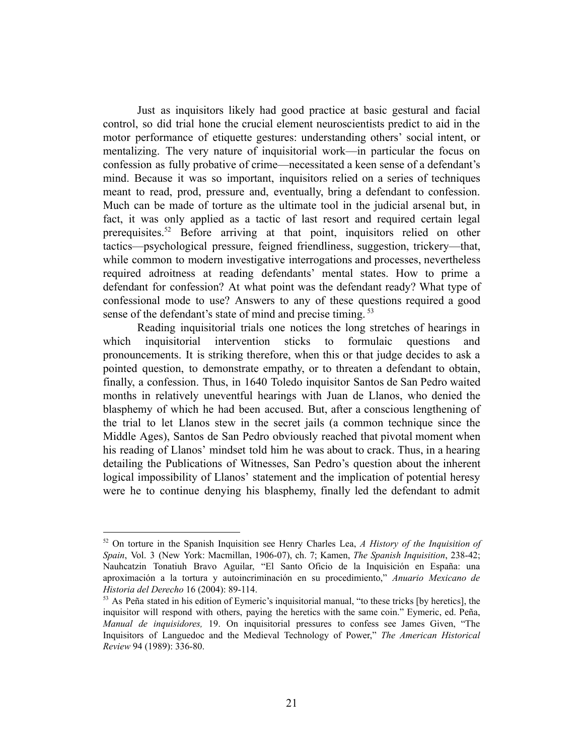Just as inquisitors likely had good practice at basic gestural and facial control, so did trial hone the crucial element neuroscientists predict to aid in the motor performance of etiquette gestures: understanding others' social intent, or mentalizing. The very nature of inquisitorial work—in particular the focus on confession as fully probative of crime—necessitated a keen sense of a defendant's mind. Because it was so important, inquisitors relied on a series of techniques meant to read, prod, pressure and, eventually, bring a defendant to confession. Much can be made of torture as the ultimate tool in the judicial arsenal but, in fact, it was only applied as a tactic of last resort and required certain legal prerequisites.[52] Before arriving at that point, inquisitors relied on other tactics—psychological pressure, feigned friendliness, suggestion, trickery—that, while common to modern investigative interrogations and processes, nevertheless required adroitness at reading defendants' mental states. How to prime a defendant for confession? At what point was the defendant ready? What type of confessional mode to use? Answers to any of these questions required a good sense of the defendant's state of mind and precise timing.[53]

Reading inquisitorial trials one notices the long stretches of hearings in which inquisitorial intervention sticks to formulaic questions and pronouncements. It is striking therefore, when this or that judge decides to ask a pointed question, to demonstrate empathy, or to threaten a defendant to obtain, finally, a confession. Thus, in 1640 Toledo inquisitor Santos de San Pedro waited months in relatively uneventful hearings with Juan de Llanos, who denied the blasphemy of which he had been accused. But, after a conscious lengthening of the trial to let Llanos stew in the secret jails (a common technique since the Middle Ages), Santos de San Pedro obviously reached that pivotal moment when his reading of Llanos' mindset told him he was about to crack. Thus, in a hearing detailing the Publications of Witnesses, San Pedro's question about the inherent logical impossibility of Llanos' statement and the implication of potential heresy were he to continue denying his blasphemy, finally led the defendant to admit

---

[52] On torture in the Spanish Inquisition see Henry Charles Lea, *A History of the Inquisition of Spain*, Vol. 3 (New York: Macmillan, 1906-07), ch. 7; Kamen, *The Spanish Inquisition*, 238-42; Nauhcatzin Tonatiuh Bravo Aguilar, "El Santo Oficio de la Inquisición en España: una aproximación a la tortura y autoincriminación en su procedimiento," *Anuario Mexicano de Historia del Derecho* 16 (2004): 89-114.

[53] As Peña stated in his edition of Eymeric's inquisitorial manual, "to these tricks [by heretics], the inquisitor will respond with others, paying the heretics with the same coin." Eymeric, ed. Peña, *Manual de inquisidores,* 19. On inquisitorial pressures to confess see James Given, "The Inquisitors of Languedoc and the Medieval Technology of Power," *The American Historical Review* 94 (1989): 336-80.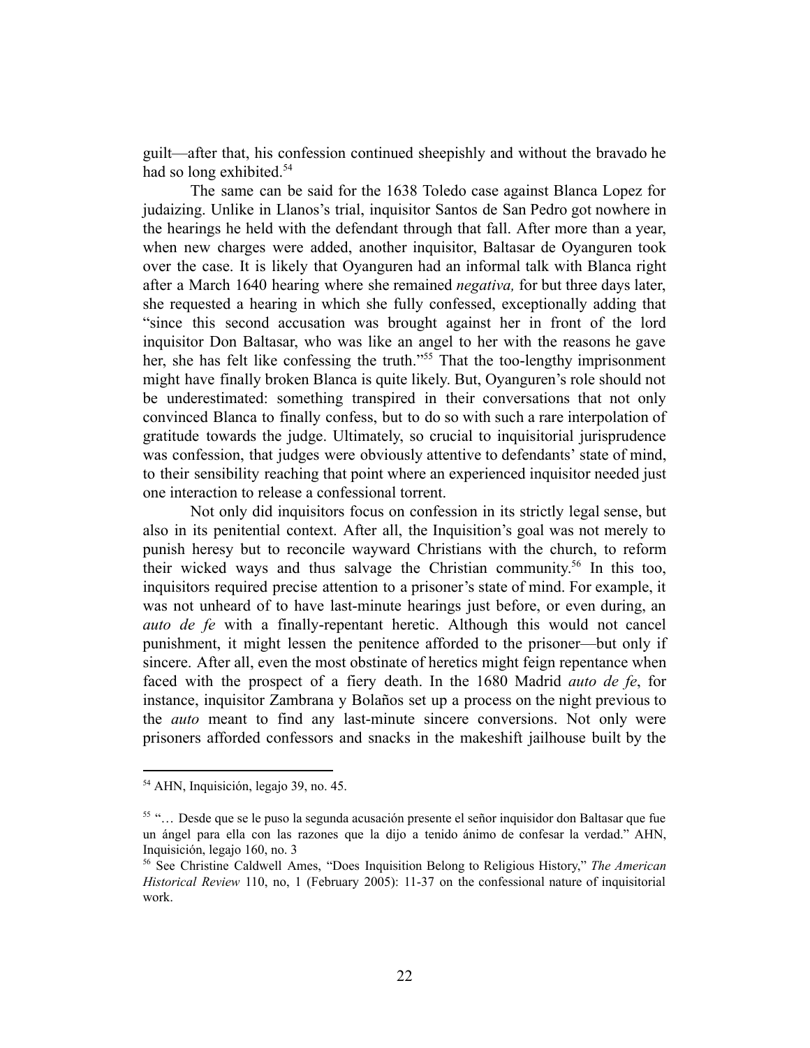guilt—after that, his confession continued sheepishly and without the bravado he had so long exhibited.[54]

The same can be said for the 1638 Toledo case against Blanca Lopez for judaizing. Unlike in Llanos's trial, inquisitor Santos de San Pedro got nowhere in the hearings he held with the defendant through that fall. After more than a year, when new charges were added, another inquisitor, Baltasar de Oyanguren took over the case. It is likely that Oyanguren had an informal talk with Blanca right after a March 1640 hearing where she remained *negativa,* for but three days later, she requested a hearing in which she fully confessed, exceptionally adding that "since this second accusation was brought against her in front of the lord inquisitor Don Baltasar, who was like an angel to her with the reasons he gave her, she has felt like confessing the truth."[55] That the too-lengthy imprisonment might have finally broken Blanca is quite likely. But, Oyanguren's role should not be underestimated: something transpired in their conversations that not only convinced Blanca to finally confess, but to do so with such a rare interpolation of gratitude towards the judge. Ultimately, so crucial to inquisitorial jurisprudence was confession, that judges were obviously attentive to defendants' state of mind, to their sensibility reaching that point where an experienced inquisitor needed just one interaction to release a confessional torrent.

Not only did inquisitors focus on confession in its strictly legal sense, but also in its penitential context. After all, the Inquisition's goal was not merely to punish heresy but to reconcile wayward Christians with the church, to reform their wicked ways and thus salvage the Christian community.[56] In this too, inquisitors required precise attention to a prisoner's state of mind. For example, it was not unheard of to have last-minute hearings just before, or even during, an *auto de fe* with a finally-repentant heretic. Although this would not cancel punishment, it might lessen the penitence afforded to the prisoner—but only if sincere. After all, even the most obstinate of heretics might feign repentance when faced with the prospect of a fiery death. In the 1680 Madrid *auto de fe*, for instance, inquisitor Zambrana y Bolaños set up a process on the night previous to the *auto* meant to find any last-minute sincere conversions. Not only were prisoners afforded confessors and snacks in the makeshift jailhouse built by the

---

[54] AHN, Inquisición, legajo 39, no. 45.

[55] "… Desde que se le puso la segunda acusación presente el señor inquisidor don Baltasar que fue un ángel para ella con las razones que la dijo a tenido ánimo de confesar la verdad." AHN, Inquisición, legajo 160, no. 3

[56] See Christine Caldwell Ames, "Does Inquisition Belong to Religious History," *The American Historical Review* 110, no, 1 (February 2005): 11-37 on the confessional nature of inquisitorial work.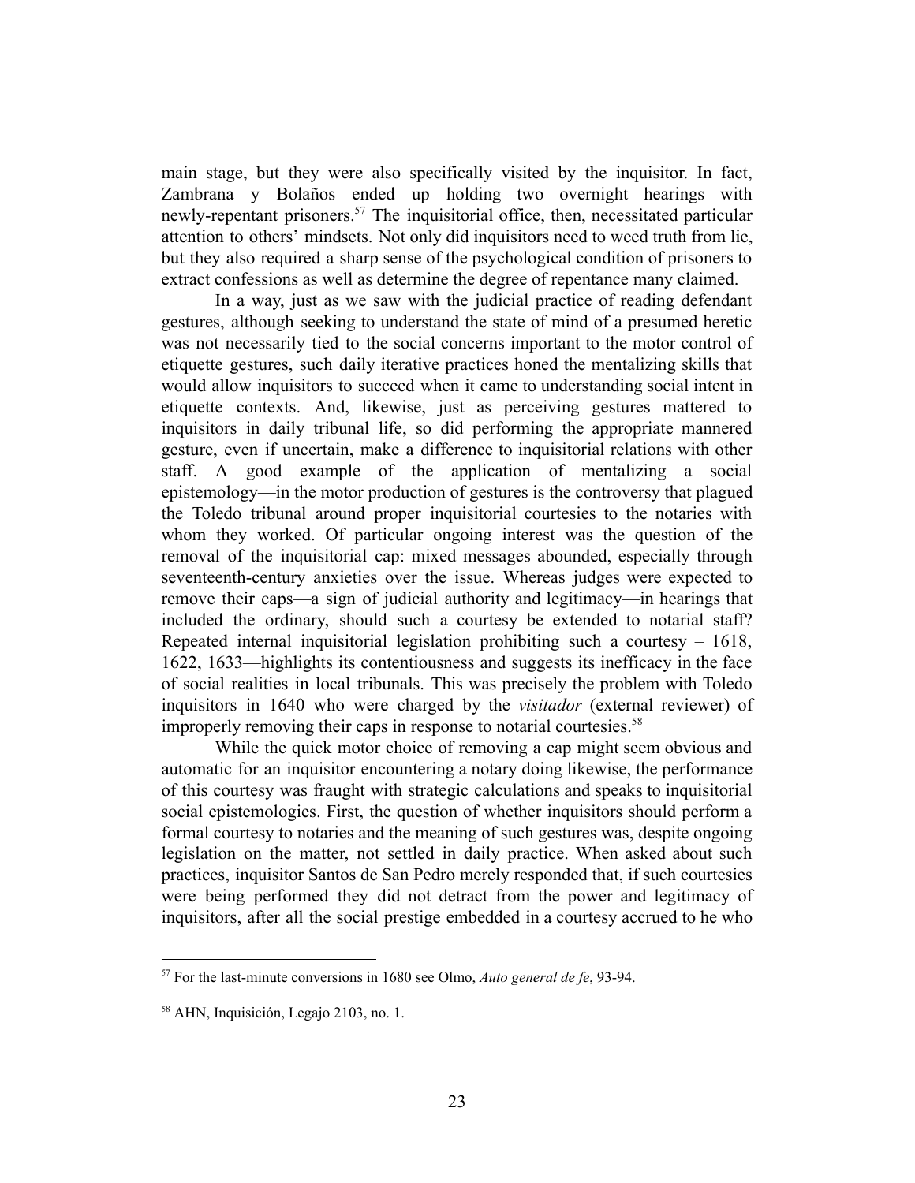main stage, but they were also specifically visited by the inquisitor. In fact, Zambrana y Bolaños ended up holding two overnight hearings with newly-repentant prisoners.[57] The inquisitorial office, then, necessitated particular attention to others' mindsets. Not only did inquisitors need to weed truth from lie, but they also required a sharp sense of the psychological condition of prisoners to extract confessions as well as determine the degree of repentance many claimed.

In a way, just as we saw with the judicial practice of reading defendant gestures, although seeking to understand the state of mind of a presumed heretic was not necessarily tied to the social concerns important to the motor control of etiquette gestures, such daily iterative practices honed the mentalizing skills that would allow inquisitors to succeed when it came to understanding social intent in etiquette contexts. And, likewise, just as perceiving gestures mattered to inquisitors in daily tribunal life, so did performing the appropriate mannered gesture, even if uncertain, make a difference to inquisitorial relations with other staff. A good example of the application of mentalizing—a social epistemology—in the motor production of gestures is the controversy that plagued the Toledo tribunal around proper inquisitorial courtesies to the notaries with whom they worked. Of particular ongoing interest was the question of the removal of the inquisitorial cap: mixed messages abounded, especially through seventeenth-century anxieties over the issue. Whereas judges were expected to remove their caps—a sign of judicial authority and legitimacy—in hearings that included the ordinary, should such a courtesy be extended to notarial staff? Repeated internal inquisitorial legislation prohibiting such a courtesy – 1618, 1622, 1633—highlights its contentiousness and suggests its inefficacy in the face of social realities in local tribunals. This was precisely the problem with Toledo inquisitors in 1640 who were charged by the *visitador* (external reviewer) of improperly removing their caps in response to notarial courtesies.[58]

While the quick motor choice of removing a cap might seem obvious and automatic for an inquisitor encountering a notary doing likewise, the performance of this courtesy was fraught with strategic calculations and speaks to inquisitorial social epistemologies. First, the question of whether inquisitors should perform a formal courtesy to notaries and the meaning of such gestures was, despite ongoing legislation on the matter, not settled in daily practice. When asked about such practices, inquisitor Santos de San Pedro merely responded that, if such courtesies were being performed they did not detract from the power and legitimacy of inquisitors, after all the social prestige embedded in a courtesy accrued to he who

[57] For the last-minute conversions in 1680 see Olmo, *Auto general de fe*, 93-94.

[58] AHN, Inquisición, Legajo 2103, no. 1.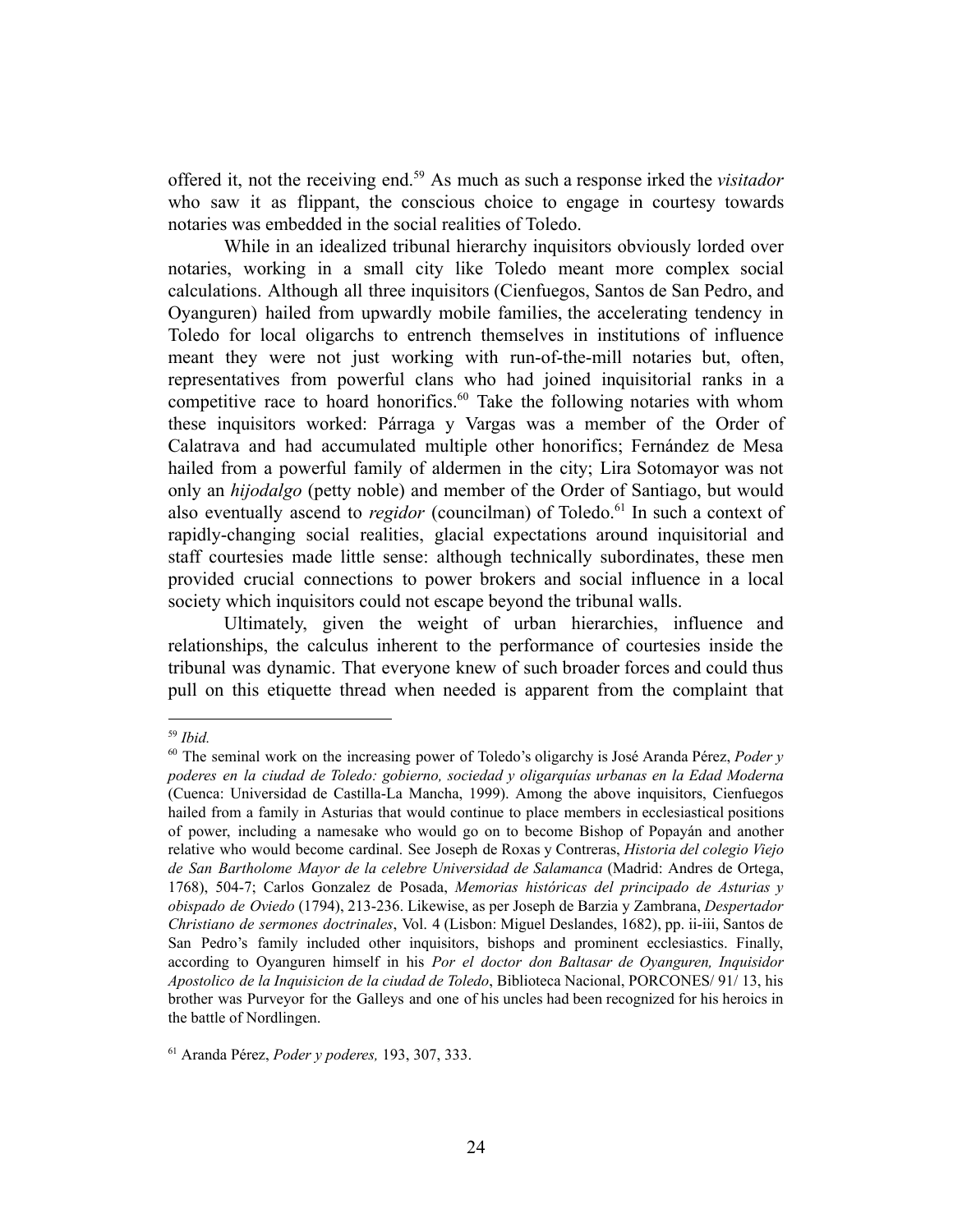offered it, not the receiving end.[59] As much as such a response irked the *visitador* who saw it as flippant, the conscious choice to engage in courtesy towards notaries was embedded in the social realities of Toledo.

While in an idealized tribunal hierarchy inquisitors obviously lorded over notaries, working in a small city like Toledo meant more complex social calculations. Although all three inquisitors (Cienfuegos, Santos de San Pedro, and Oyanguren) hailed from upwardly mobile families, the accelerating tendency in Toledo for local oligarchs to entrench themselves in institutions of influence meant they were not just working with run-of-the-mill notaries but, often, representatives from powerful clans who had joined inquisitorial ranks in a competitive race to hoard honorifics.[60] Take the following notaries with whom these inquisitors worked: Párraga y Vargas was a member of the Order of Calatrava and had accumulated multiple other honorifics; Fernández de Mesa hailed from a powerful family of aldermen in the city; Lira Sotomayor was not only an *hijodalgo* (petty noble) and member of the Order of Santiago, but would also eventually ascend to *regidor* (councilman) of Toledo.[61] In such a context of rapidly-changing social realities, glacial expectations around inquisitorial and staff courtesies made little sense: although technically subordinates, these men provided crucial connections to power brokers and social influence in a local society which inquisitors could not escape beyond the tribunal walls.

Ultimately, given the weight of urban hierarchies, influence and relationships, the calculus inherent to the performance of courtesies inside the tribunal was dynamic. That everyone knew of such broader forces and could thus pull on this etiquette thread when needed is apparent from the complaint that

---

[59] *Ibid.*

[60] The seminal work on the increasing power of Toledo's oligarchy is José Aranda Pérez, *Poder y poderes en la ciudad de Toledo: gobierno, sociedad y oligarquías urbanas en la Edad Moderna* (Cuenca: Universidad de Castilla-La Mancha, 1999). Among the above inquisitors, Cienfuegos hailed from a family in Asturias that would continue to place members in ecclesiastical positions of power, including a namesake who would go on to become Bishop of Popayán and another relative who would become cardinal. See Joseph de Roxas y Contreras, *Historia del colegio Viejo de San Bartholome Mayor de la celebre Universidad de Salamanca* (Madrid: Andres de Ortega, 1768), 504-7; Carlos Gonzalez de Posada, *Memorias históricas del principado de Asturias y obispado de Oviedo* (1794), 213-236. Likewise, as per Joseph de Barzia y Zambrana, *Despertador Christiano de sermones doctrinales*, Vol. 4 (Lisbon: Miguel Deslandes, 1682), pp. ii-iii, Santos de San Pedro's family included other inquisitors, bishops and prominent ecclesiastics. Finally, according to Oyanguren himself in his *Por el doctor don Baltasar de Oyanguren, Inquisidor Apostolico de la Inquisicion de la ciudad de Toledo*, Biblioteca Nacional, PORCONES/ 91/ 13, his brother was Purveyor for the Galleys and one of his uncles had been recognized for his heroics in the battle of Nordlingen.

[61] Aranda Pérez, *Poder y poderes,* 193, 307, 333.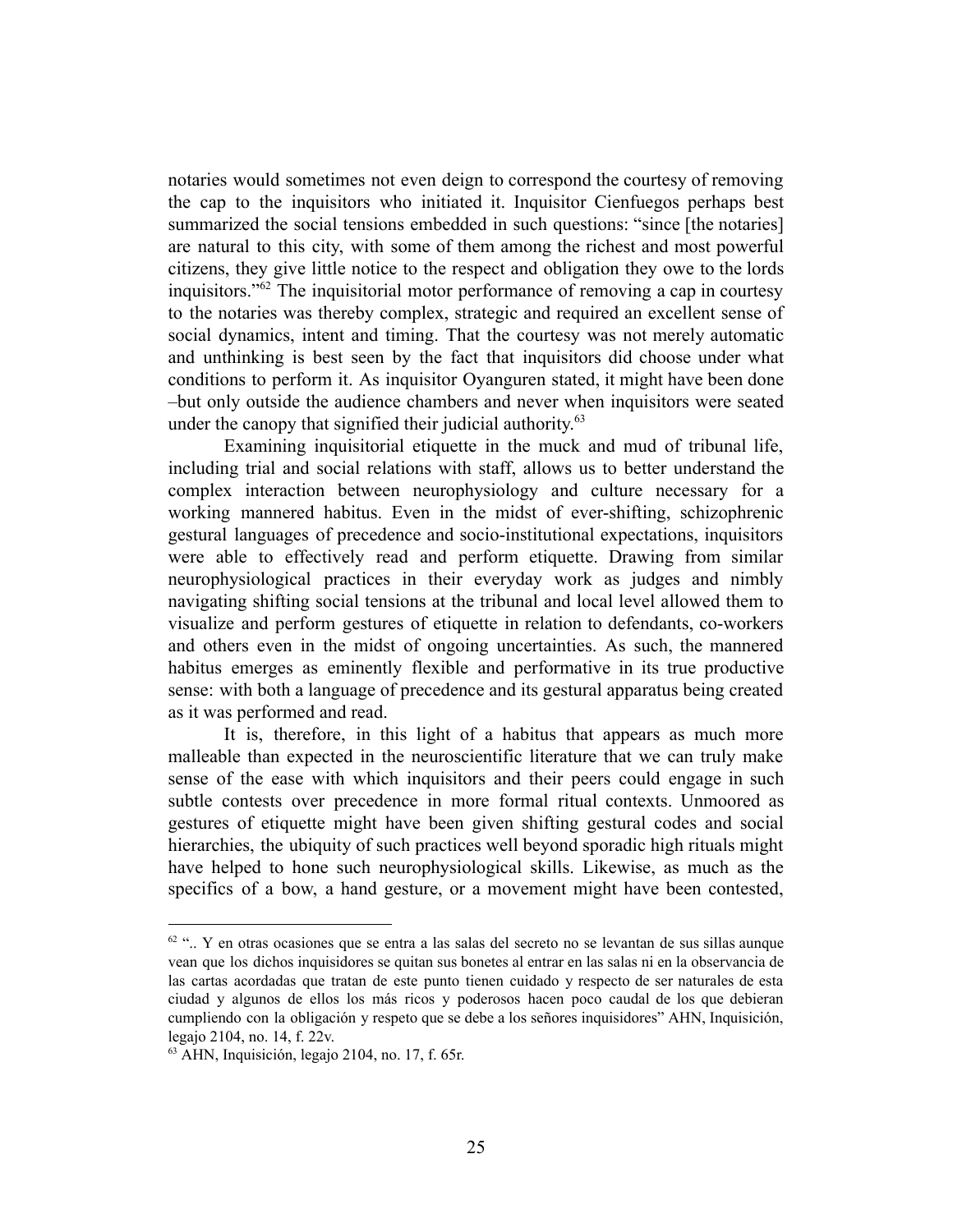notaries would sometimes not even deign to correspond the courtesy of removing the cap to the inquisitors who initiated it. Inquisitor Cienfuegos perhaps best summarized the social tensions embedded in such questions: "since [the notaries] are natural to this city, with some of them among the richest and most powerful citizens, they give little notice to the respect and obligation they owe to the lords inquisitors."[62] The inquisitorial motor performance of removing a cap in courtesy to the notaries was thereby complex, strategic and required an excellent sense of social dynamics, intent and timing. That the courtesy was not merely automatic and unthinking is best seen by the fact that inquisitors did choose under what conditions to perform it. As inquisitor Oyanguren stated, it might have been done –but only outside the audience chambers and never when inquisitors were seated under the canopy that signified their judicial authority.[63]

Examining inquisitorial etiquette in the muck and mud of tribunal life, including trial and social relations with staff, allows us to better understand the complex interaction between neurophysiology and culture necessary for a working mannered habitus. Even in the midst of ever-shifting, schizophrenic gestural languages of precedence and socio-institutional expectations, inquisitors were able to effectively read and perform etiquette. Drawing from similar neurophysiological practices in their everyday work as judges and nimbly navigating shifting social tensions at the tribunal and local level allowed them to visualize and perform gestures of etiquette in relation to defendants, co-workers and others even in the midst of ongoing uncertainties. As such, the mannered habitus emerges as eminently flexible and performative in its true productive sense: with both a language of precedence and its gestural apparatus being created as it was performed and read.

It is, therefore, in this light of a habitus that appears as much more malleable than expected in the neuroscientific literature that we can truly make sense of the ease with which inquisitors and their peers could engage in such subtle contests over precedence in more formal ritual contexts. Unmoored as gestures of etiquette might have been given shifting gestural codes and social hierarchies, the ubiquity of such practices well beyond sporadic high rituals might have helped to hone such neurophysiological skills. Likewise, as much as the specifics of a bow, a hand gesture, or a movement might have been contested,

---

[62] ".. Y en otras ocasiones que se entra a las salas del secreto no se levantan de sus sillas aunque vean que los dichos inquisidores se quitan sus bonetes al entrar en las salas ni en la observancia de las cartas acordadas que tratan de este punto tienen cuidado y respecto de ser naturales de esta ciudad y algunos de ellos los más ricos y poderosos hacen poco caudal de los que debieran cumpliendo con la obligación y respeto que se debe a los señores inquisidores" AHN, Inquisición, legajo 2104, no. 14, f. 22v.

[63] AHN, Inquisición, legajo 2104, no. 17, f. 65r.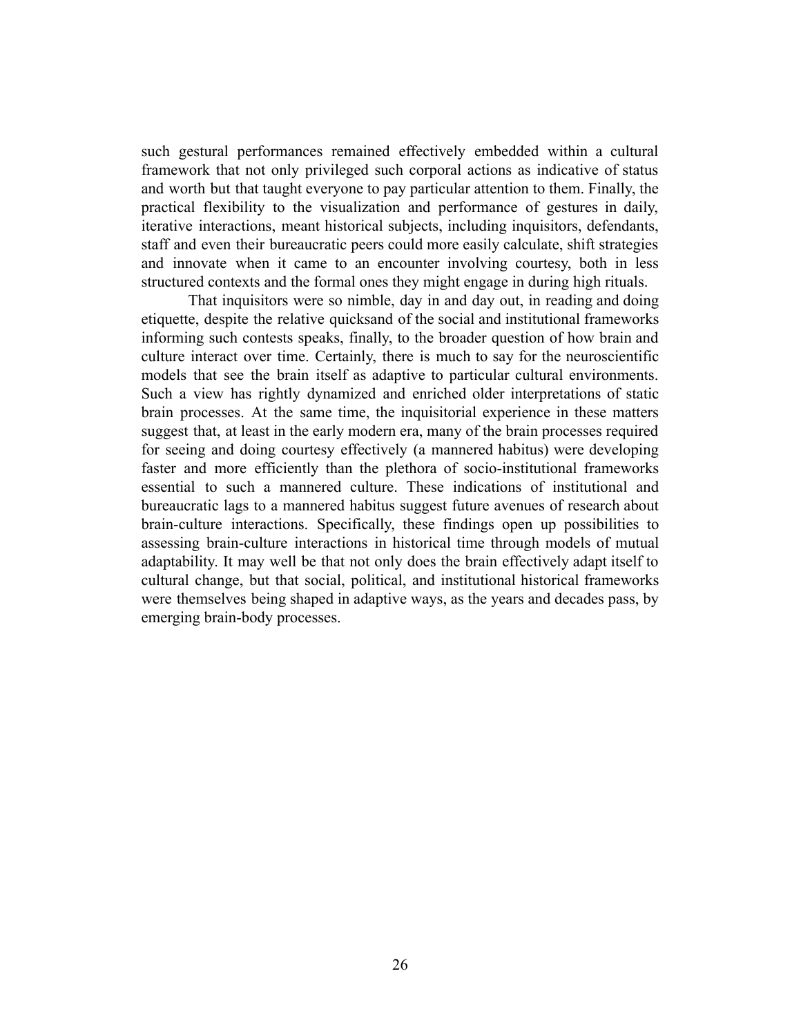such gestural performances remained effectively embedded within a cultural framework that not only privileged such corporal actions as indicative of status and worth but that taught everyone to pay particular attention to them. Finally, the practical flexibility to the visualization and performance of gestures in daily, iterative interactions, meant historical subjects, including inquisitors, defendants, staff and even their bureaucratic peers could more easily calculate, shift strategies and innovate when it came to an encounter involving courtesy, both in less structured contexts and the formal ones they might engage in during high rituals.

That inquisitors were so nimble, day in and day out, in reading and doing etiquette, despite the relative quicksand of the social and institutional frameworks informing such contests speaks, finally, to the broader question of how brain and culture interact over time. Certainly, there is much to say for the neuroscientific models that see the brain itself as adaptive to particular cultural environments. Such a view has rightly dynamized and enriched older interpretations of static brain processes. At the same time, the inquisitorial experience in these matters suggest that, at least in the early modern era, many of the brain processes required for seeing and doing courtesy effectively (a mannered habitus) were developing faster and more efficiently than the plethora of socio-institutional frameworks essential to such a mannered culture. These indications of institutional and bureaucratic lags to a mannered habitus suggest future avenues of research about brain-culture interactions. Specifically, these findings open up possibilities to assessing brain-culture interactions in historical time through models of mutual adaptability. It may well be that not only does the brain effectively adapt itself to cultural change, but that social, political, and institutional historical frameworks were themselves being shaped in adaptive ways, as the years and decades pass, by emerging brain-body processes.